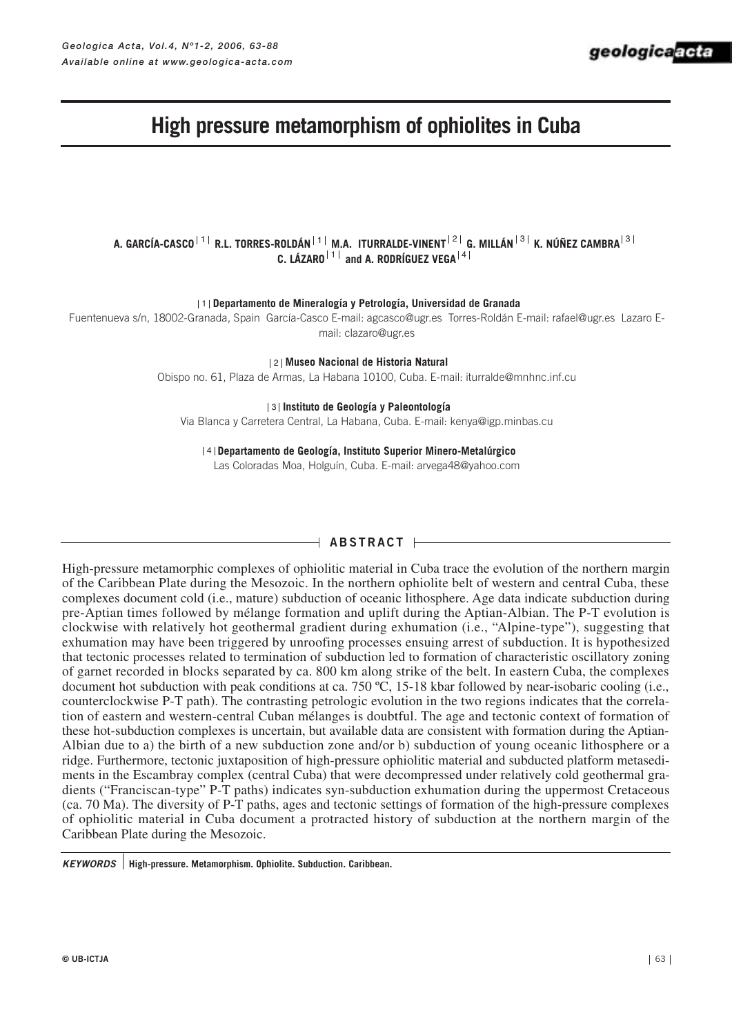# High pressure metamorphism of ophiolites in Cuba

**A. GARCÍA-CASCO** [1] **R.L. TORRES-ROLDÁN** [1] **M.A. ITURRALDE-VINENT** [2] **G. MILLÁN** [3] **K. NÚÑEZ CAMBRA** [3] **C. LÁZARO** [1] **and A. RODRÍGUEZ VEGA** [4]

[1] **Departamento de Mineralogía y Petrología, Universidad de Granada**
Fuentenueva s/n, 18002-Granada, Spain García-Casco E-mail: agcasco@ugr.es Torres-Roldán E-mail: rafael@ugr.es Lazaro E-mail: clazaro@ugr.es

[2] **Museo Nacional de Historia Natural**
Obispo no. 61, Plaza de Armas, La Habana 10100, Cuba. E-mail: iturralde@mnhnc.inf.cu

[3] **Instituto de Geología y Paleontología**
Via Blanca y Carretera Central, La Habana, Cuba. E-mail: kenya@igp.minbas.cu

[4] **Departamento de Geología, Instituto Superior Minero-Metalúrgico**
Las Coloradas Moa, Holguín, Cuba. E-mail: arvega48@yahoo.com

## ABSTRACT

High-pressure metamorphic complexes of ophiolitic material in Cuba trace the evolution of the northern margin of the Caribbean Plate during the Mesozoic. In the northern ophiolite belt of western and central Cuba, these complexes document cold (i.e., mature) subduction of oceanic lithosphere. Age data indicate subduction during pre-Aptian times followed by mélange formation and uplift during the Aptian-Albian. The P-T evolution is clockwise with relatively hot geothermal gradient during exhumation (i.e., "Alpine-type"), suggesting that exhumation may have been triggered by unroofing processes ensuing arrest of subduction. It is hypothesized that tectonic processes related to termination of subduction led to formation of characteristic oscillatory zoning of garnet recorded in blocks separated by ca. 800 km along strike of the belt. In eastern Cuba, the complexes document hot subduction with peak conditions at ca. 750 ºC, 15-18 kbar followed by near-isobaric cooling (i.e., counterclockwise P-T path). The contrasting petrologic evolution in the two regions indicates that the correlation of eastern and western-central Cuban mélanges is doubtful. The age and tectonic context of formation of these hot-subduction complexes is uncertain, but available data are consistent with formation during the Aptian-Albian due to a) the birth of a new subduction zone and/or b) subduction of young oceanic lithosphere or a ridge. Furthermore, tectonic juxtaposition of high-pressure ophiolitic material and subducted platform metasediments in the Escambray complex (central Cuba) that were decompressed under relatively cold geothermal gradients ("Franciscan-type" P-T paths) indicates syn-subduction exhumation during the uppermost Cretaceous (ca. 70 Ma). The diversity of P-T paths, ages and tectonic settings of formation of the high-pressure complexes of ophiolitic material in Cuba document a protracted history of subduction at the northern margin of the Caribbean Plate during the Mesozoic.

***KEYWORDS*** **High-pressure. Metamorphism. Ophiolite. Subduction. Caribbean.**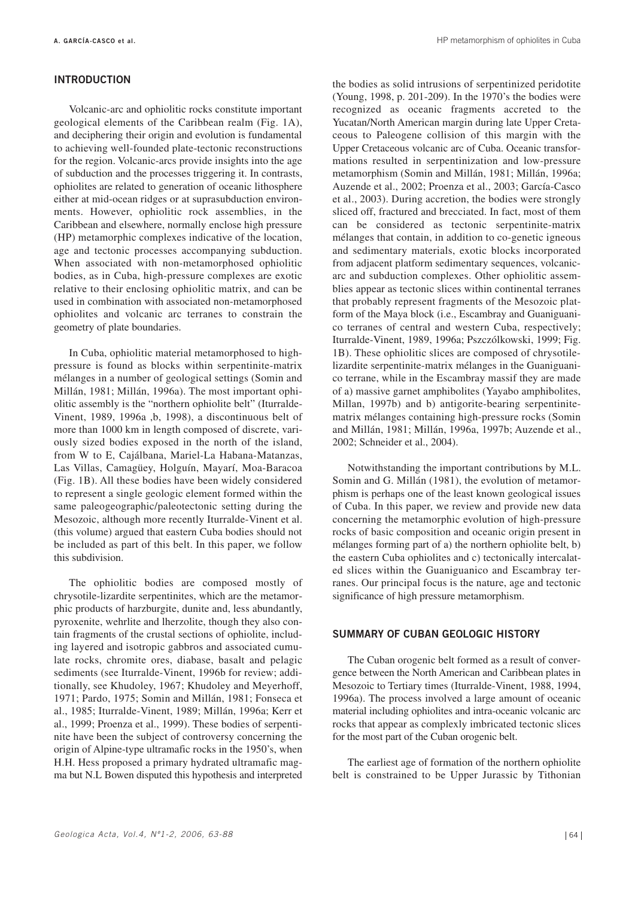## INTRODUCTION

Volcanic-arc and ophiolitic rocks constitute important geological elements of the Caribbean realm (Fig. 1A), and deciphering their origin and evolution is fundamental to achieving well-founded plate-tectonic reconstructions for the region. Volcanic-arcs provide insights into the age of subduction and the processes triggering it. In contrasts, ophiolites are related to generation of oceanic lithosphere either at mid-ocean ridges or at suprasubduction environments. However, ophiolitic rock assemblies, in the Caribbean and elsewhere, normally enclose high pressure (HP) metamorphic complexes indicative of the location, age and tectonic processes accompanying subduction. When associated with non-metamorphosed ophiolitic bodies, as in Cuba, high-pressure complexes are exotic relative to their enclosing ophiolitic matrix, and can be used in combination with associated non-metamorphosed ophiolites and volcanic arc terranes to constrain the geometry of plate boundaries.

In Cuba, ophiolitic material metamorphosed to high-pressure is found as blocks within serpentinite-matrix mélanges in a number of geological settings (Somin and Millán, 1981; Millán, 1996a). The most important ophiolitic assembly is the "northern ophiolite belt" (Iturralde-Vinent, 1989, 1996a ,b, 1998), a discontinuous belt of more than 1000 km in length composed of discrete, variously sized bodies exposed in the north of the island, from W to E, Cajálbana, Mariel-La Habana-Matanzas, Las Villas, Camagüey, Holguín, Mayarí, Moa-Baracoa (Fig. 1B). All these bodies have been widely considered to represent a single geologic element formed within the same paleogeographic/paleotectonic setting during the Mesozoic, although more recently Iturralde-Vinent et al. (this volume) argued that eastern Cuba bodies should not be included as part of this belt. In this paper, we follow this subdivision.

The ophiolitic bodies are composed mostly of chrysotile-lizardite serpentinites, which are the metamorphic products of harzburgite, dunite and, less abundantly, pyroxenite, wehrlite and lherzolite, though they also contain fragments of the crustal sections of ophiolite, including layered and isotropic gabbros and associated cumulate rocks, chromite ores, diabase, basalt and pelagic sediments (see Iturralde-Vinent, 1996b for review; additionally, see Khudoley, 1967; Khudoley and Meyerhoff, 1971; Pardo, 1975; Somin and Millán, 1981; Fonseca et al., 1985; Iturralde-Vinent, 1989; Millán, 1996a; Kerr et al., 1999; Proenza et al., 1999). These bodies of serpentinite have been the subject of controversy concerning the origin of Alpine-type ultramafic rocks in the 1950's, when H.H. Hess proposed a primary hydrated ultramafic magma but N.L Bowen disputed this hypothesis and interpreted the bodies as solid intrusions of serpentinized peridotite (Young, 1998, p. 201-209). In the 1970's the bodies were recognized as oceanic fragments accreted to the Yucatan/North American margin during late Upper Cretaceous to Paleogene collision of this margin with the Upper Cretaceous volcanic arc of Cuba. Oceanic transformations resulted in serpentinization and low-pressure metamorphism (Somin and Millán, 1981; Millán, 1996a; Auzende et al., 2002; Proenza et al., 2003; García-Casco et al., 2003). During accretion, the bodies were strongly sliced off, fractured and brecciated. In fact, most of them can be considered as tectonic serpentinite-matrix mélanges that contain, in addition to co-genetic igneous and sedimentary materials, exotic blocks incorporated from adjacent platform sedimentary sequences, volcanic-arc and subduction complexes. Other ophiolitic assemblies appear as tectonic slices within continental terranes that probably represent fragments of the Mesozoic platform of the Maya block (i.e., Escambray and Guaniguanico terranes of central and western Cuba, respectively; Iturralde-Vinent, 1989, 1996a; Pszczólkowski, 1999; Fig. 1B). These ophiolitic slices are composed of chrysotile-lizardite serpentinite-matrix mélanges in the Guaniguanico terrane, while in the Escambray massif they are made of a) massive garnet amphibolites (Yayabo amphibolites, Millan, 1997b) and b) antigorite-bearing serpentinite-matrix mélanges containing high-pressure rocks (Somin and Millán, 1981; Millán, 1996a, 1997b; Auzende et al., 2002; Schneider et al., 2004).

Notwithstanding the important contributions by M.L. Somin and G. Millán (1981), the evolution of metamorphism is perhaps one of the least known geological issues of Cuba. In this paper, we review and provide new data concerning the metamorphic evolution of high-pressure rocks of basic composition and oceanic origin present in mélanges forming part of a) the northern ophiolite belt, b) the eastern Cuba ophiolites and c) tectonically intercalated slices within the Guaniguanico and Escambray terranes. Our principal focus is the nature, age and tectonic significance of high pressure metamorphism.

## SUMMARY OF CUBAN GEOLOGIC HISTORY

The Cuban orogenic belt formed as a result of convergence between the North American and Caribbean plates in Mesozoic to Tertiary times (Iturralde-Vinent, 1988, 1994, 1996a). The process involved a large amount of oceanic material including ophiolites and intra-oceanic volcanic arc rocks that appear as complexly imbricated tectonic slices for the most part of the Cuban orogenic belt.

The earliest age of formation of the northern ophiolite belt is constrained to be Upper Jurassic by Tithonian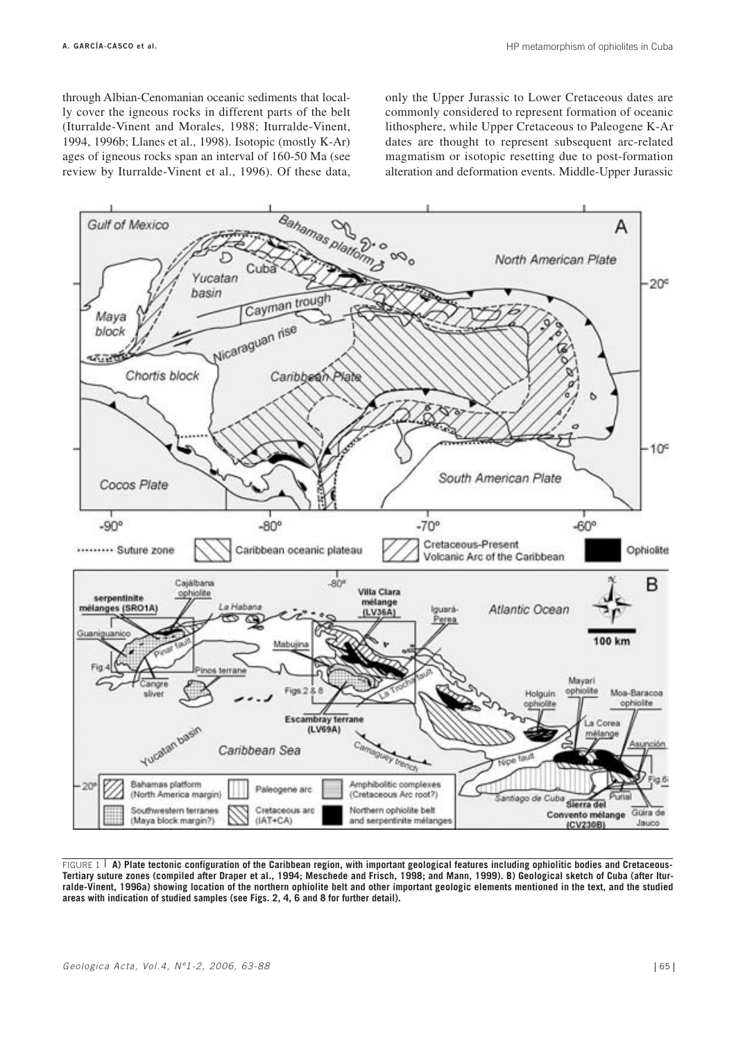through Albian-Cenomanian oceanic sediments that locally cover the igneous rocks in different parts of the belt (Iturralde-Vinent and Morales, 1988; Iturralde-Vinent, 1994, 1996b; Llanes et al., 1998). Isotopic (mostly K-Ar) ages of igneous rocks span an interval of 160-50 Ma (see review by Iturralde-Vinent et al., 1996). Of these data, only the Upper Jurassic to Lower Cretaceous dates are commonly considered to represent formation of oceanic lithosphere, while Upper Cretaceous to Paleogene K-Ar dates are thought to represent subsequent arc-related magmatism or isotopic resetting due to post-formation alteration and deformation events. Middle-Upper Jurassic

FIGURE 1 **A) Plate tectonic configuration of the Caribbean region, with important geological features including ophiolitic bodies and Cretaceous-Tertiary suture zones (compiled after Draper et al., 1994; Meschede and Frisch, 1998; and Mann, 1999). B) Geological sketch of Cuba (after Iturralde-Vinent, 1996a) showing location of the northern ophiolite belt and other important geologic elements mentioned in the text, and the studied areas with indication of studied samples (see Figs. 2, 4, 6 and 8 for further detail).**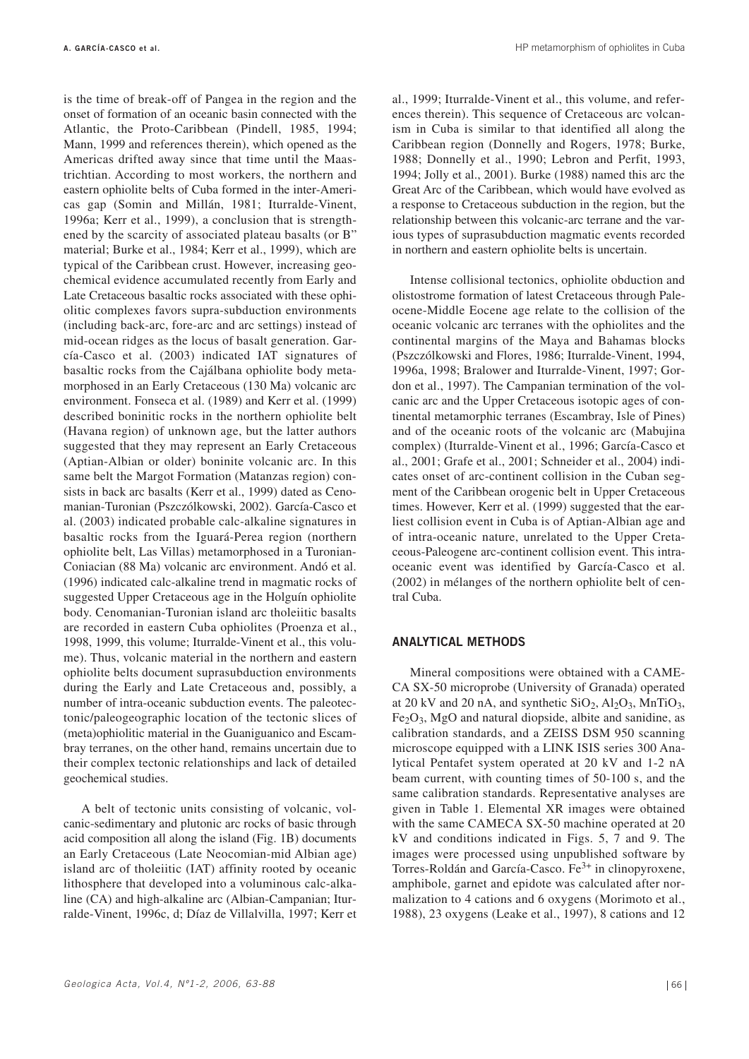is the time of break-off of Pangea in the region and the onset of formation of an oceanic basin connected with the Atlantic, the Proto-Caribbean (Pindell, 1985, 1994; Mann, 1999 and references therein), which opened as the Americas drifted away since that time until the Maastrichtian. According to most workers, the northern and eastern ophiolite belts of Cuba formed in the inter-Americas gap (Somin and Millán, 1981; Iturralde-Vinent, 1996a; Kerr et al., 1999), a conclusion that is strengthened by the scarcity of associated plateau basalts (or B" material; Burke et al., 1984; Kerr et al., 1999), which are typical of the Caribbean crust. However, increasing geochemical evidence accumulated recently from Early and Late Cretaceous basaltic rocks associated with these ophiolitic complexes favors supra-subduction environments (including back-arc, fore-arc and arc settings) instead of mid-ocean ridges as the locus of basalt generation. García-Casco et al. (2003) indicated IAT signatures of basaltic rocks from the Cajálbana ophiolite body metamorphosed in an Early Cretaceous (130 Ma) volcanic arc environment. Fonseca et al. (1989) and Kerr et al. (1999) described boninitic rocks in the northern ophiolite belt (Havana region) of unknown age, but the latter authors suggested that they may represent an Early Cretaceous (Aptian-Albian or older) boninite volcanic arc. In this same belt the Margot Formation (Matanzas region) consists in back arc basalts (Kerr et al., 1999) dated as Cenomanian-Turonian (Pszczólkowski, 2002). García-Casco et al. (2003) indicated probable calc-alkaline signatures in basaltic rocks from the Iguará-Perea region (northern ophiolite belt, Las Villas) metamorphosed in a Turonian-Coniacian (88 Ma) volcanic arc environment. Andó et al. (1996) indicated calc-alkaline trend in magmatic rocks of suggested Upper Cretaceous age in the Holguín ophiolite body. Cenomanian-Turonian island arc tholeiitic basalts are recorded in eastern Cuba ophiolites (Proenza et al., 1998, 1999, this volume; Iturralde-Vinent et al., this volume). Thus, volcanic material in the northern and eastern ophiolite belts document suprasubduction environments during the Early and Late Cretaceous and, possibly, a number of intra-oceanic subduction events. The paleotectonic/paleogeographic location of the tectonic slices of (meta)ophiolitic material in the Guaniguanico and Escambray terranes, on the other hand, remains uncertain due to their complex tectonic relationships and lack of detailed geochemical studies.

A belt of tectonic units consisting of volcanic, volcanic-sedimentary and plutonic arc rocks of basic through acid composition all along the island (Fig. 1B) documents an Early Cretaceous (Late Neocomian-mid Albian age) island arc of tholeiitic (IAT) affinity rooted by oceanic lithosphere that developed into a voluminous calc-alkaline (CA) and high-alkaline arc (Albian-Campanian; Iturralde-Vinent, 1996c, d; Díaz de Villalvilla, 1997; Kerr et al., 1999; Iturralde-Vinent et al., this volume, and references therein). This sequence of Cretaceous arc volcanism in Cuba is similar to that identified all along the Caribbean region (Donnelly and Rogers, 1978; Burke, 1988; Donnelly et al., 1990; Lebron and Perfit, 1993, 1994; Jolly et al., 2001). Burke (1988) named this arc the Great Arc of the Caribbean, which would have evolved as a response to Cretaceous subduction in the region, but the relationship between this volcanic-arc terrane and the various types of suprasubduction magmatic events recorded in northern and eastern ophiolite belts is uncertain.

Intense collisional tectonics, ophiolite obduction and olistostrome formation of latest Cretaceous through Paleocene-Middle Eocene age relate to the collision of the oceanic volcanic arc terranes with the ophiolites and the continental margins of the Maya and Bahamas blocks (Pszczólkowski and Flores, 1986; Iturralde-Vinent, 1994, 1996a, 1998; Bralower and Iturralde-Vinent, 1997; Gordon et al., 1997). The Campanian termination of the volcanic arc and the Upper Cretaceous isotopic ages of continental metamorphic terranes (Escambray, Isle of Pines) and of the oceanic roots of the volcanic arc (Mabujina complex) (Iturralde-Vinent et al., 1996; García-Casco et al., 2001; Grafe et al., 2001; Schneider et al., 2004) indicates onset of arc-continent collision in the Cuban segment of the Caribbean orogenic belt in Upper Cretaceous times. However, Kerr et al. (1999) suggested that the earliest collision event in Cuba is of Aptian-Albian age and of intra-oceanic nature, unrelated to the Upper Cretaceous-Paleogene arc-continent collision event. This intra-oceanic event was identified by García-Casco et al. (2002) in mélanges of the northern ophiolite belt of central Cuba.

## ANALYTICAL METHODS

Mineral compositions were obtained with a CAMECA SX-50 microprobe (University of Granada) operated at 20 kV and 20 nA, and synthetic $SiO_2$, $Al_2O_3$, $MnTiO_3$, $Fe_2O_3$, MgO and natural diopside, albite and sanidine, as calibration standards, and a ZEISS DSM 950 scanning microscope equipped with a LINK ISIS series 300 Analytical Pentafet system operated at 20 kV and 1-2 nA beam current, with counting times of 50-100 s, and the same calibration standards. Representative analyses are given in Table 1. Elemental XR images were obtained with the same CAMECA SX-50 machine operated at 20 kV and conditions indicated in Figs. 5, 7 and 9. The images were processed using unpublished software by Torres-Roldán and García-Casco. $Fe^{3+}$ in clinopyroxene, amphibole, garnet and epidote was calculated after normalization to 4 cations and 6 oxygens (Morimoto et al., 1988), 23 oxygens (Leake et al., 1997), 8 cations and 12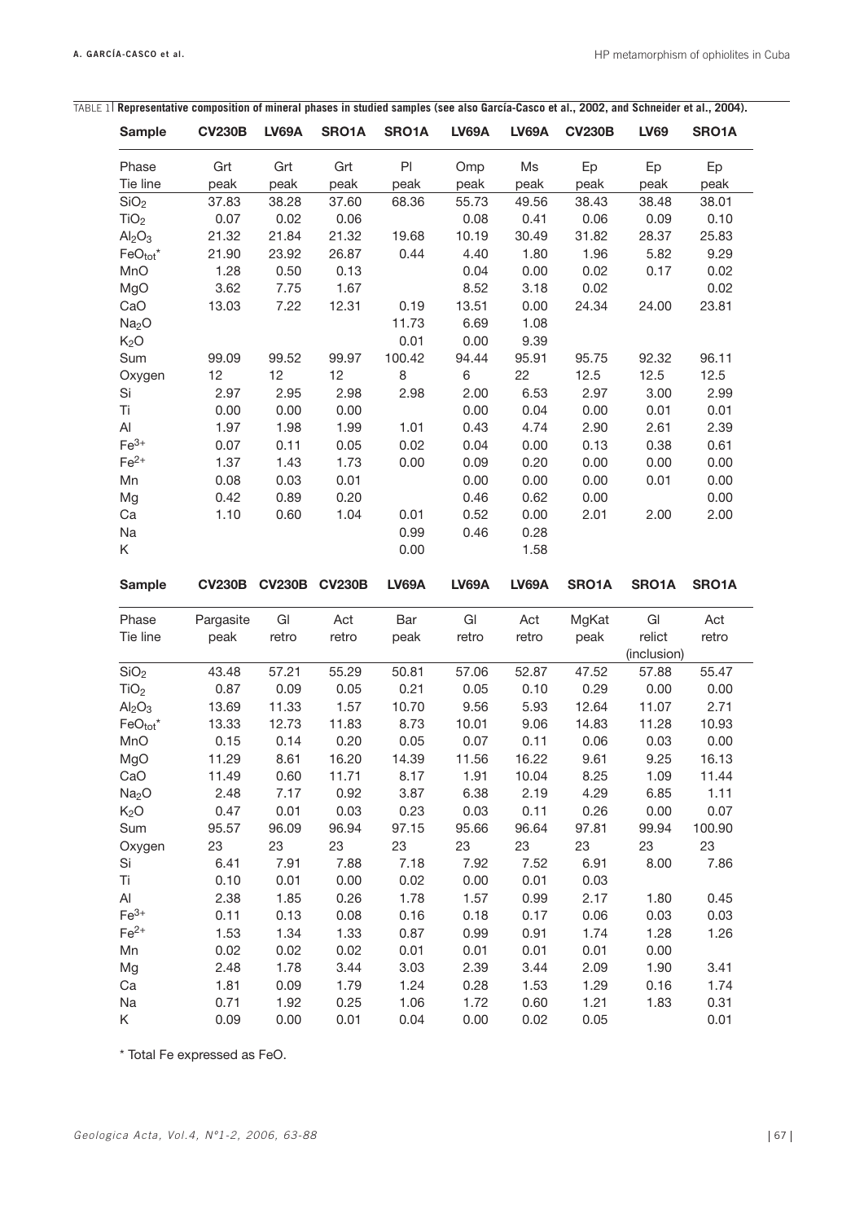TABLE 1 | **Representative composition of mineral phases in studied samples (see also García-Casco et al., 2002, and Schneider et al., 2004).**

| Sample | CV230B | LV69A | SRO1A | SRO1A | LV69A | LV69A | CV230B | LV69 | SRO1A |
|---|---|---|---|---|---|---|---|---|---|
| Phase | Grt | Grt | Grt | Pl | Omp | Ms | Ep | Ep | Ep |
| Tie line | peak | peak | peak | peak | peak | peak | peak | peak | peak |
| $SiO_2$ | 37.83 | 38.28 | 37.60 | 68.36 | 55.73 | 49.56 | 38.43 | 38.48 | 38.01 |
| $TiO_2$ | 0.07 | 0.02 | 0.06 | | 0.08 | 0.41 | 0.06 | 0.09 | 0.10 |
| $Al_2O_3$ | 21.32 | 21.84 | 21.32 | 19.68 | 10.19 | 30.49 | 31.82 | 28.37 | 25.83 |
| $FeO_{tot}$* | 21.90 | 23.92 | 26.87 | 0.44 | 4.40 | 1.80 | 1.96 | 5.82 | 9.29 |
| MnO | 1.28 | 0.50 | 0.13 | | 0.04 | 0.00 | 0.02 | 0.17 | 0.02 |
| MgO | 3.62 | 7.75 | 1.67 | | 8.52 | 3.18 | 0.02 | | 0.02 |
| CaO | 13.03 | 7.22 | 12.31 | 0.19 | 13.51 | 0.00 | 24.34 | 24.00 | 23.81 |
| $Na_2O$ | | | | 11.73 | 6.69 | 1.08 | | | |
| $K_2O$ | | | | 0.01 | 0.00 | 9.39 | | | |
| Sum | 99.09 | 99.52 | 99.97 | 100.42 | 94.44 | 95.91 | 95.75 | 92.32 | 96.11 |
| Oxygen | 12 | 12 | 12 | 8 | 6 | 22 | 12.5 | 12.5 | 12.5 |
| Si | 2.97 | 2.95 | 2.98 | 2.98 | 2.00 | 6.53 | 2.97 | 3.00 | 2.99 |
| Ti | 0.00 | 0.00 | 0.00 | | 0.00 | 0.04 | 0.00 | 0.01 | 0.01 |
| Al | 1.97 | 1.98 | 1.99 | 1.01 | 0.43 | 4.74 | 2.90 | 2.61 | 2.39 |
| $Fe^{3+}$ | 0.07 | 0.11 | 0.05 | 0.02 | 0.04 | 0.00 | 0.13 | 0.38 | 0.61 |
| $Fe^{2+}$ | 1.37 | 1.43 | 1.73 | 0.00 | 0.09 | 0.20 | 0.00 | 0.00 | 0.00 |
| Mn | 0.08 | 0.03 | 0.01 | | 0.00 | 0.00 | 0.00 | 0.01 | 0.00 |
| Mg | 0.42 | 0.89 | 0.20 | | 0.46 | 0.62 | 0.00 | | 0.00 |
| Ca | 1.10 | 0.60 | 1.04 | 0.01 | 0.52 | 0.00 | 2.01 | 2.00 | 2.00 |
| Na | | | | 0.99 | 0.46 | 0.28 | | | |
| K | | | | 0.00 | | 1.58 | | | |

| Sample | CV230B | CV230B | CV230B | LV69A | LV69A | LV69A | SRO1A | SRO1A | SRO1A |
|---|---|---|---|---|---|---|---|---|---|
| Phase | Pargasite | Gl | Act | Bar | Gl | Act | MgKat | Gl | Act |
| Tie line | peak | retro | retro | peak | retro | retro | peak | relict (inclusion) | retro |
| $SiO_2$ | 43.48 | 57.21 | 55.29 | 50.81 | 57.06 | 52.87 | 47.52 | 57.88 | 55.47 |
| $TiO_2$ | 0.87 | 0.09 | 0.05 | 0.21 | 0.05 | 0.10 | 0.29 | 0.00 | 0.00 |
| $Al_2O_3$ | 13.69 | 11.33 | 1.57 | 10.70 | 9.56 | 5.93 | 12.64 | 11.07 | 2.71 |
| $FeO_{tot}$* | 13.33 | 12.73 | 11.83 | 8.73 | 10.01 | 9.06 | 14.83 | 11.28 | 10.93 |
| MnO | 0.15 | 0.14 | 0.20 | 0.05 | 0.07 | 0.11 | 0.06 | 0.03 | 0.00 |
| MgO | 11.29 | 8.61 | 16.20 | 14.39 | 11.56 | 16.22 | 9.61 | 9.25 | 16.13 |
| CaO | 11.49 | 0.60 | 11.71 | 8.17 | 1.91 | 10.04 | 8.25 | 1.09 | 11.44 |
| $Na_2O$ | 2.48 | 7.17 | 0.92 | 3.87 | 6.38 | 2.19 | 4.29 | 6.85 | 1.11 |
| $K_2O$ | 0.47 | 0.01 | 0.03 | 0.23 | 0.03 | 0.11 | 0.26 | 0.00 | 0.07 |
| Sum | 95.57 | 96.09 | 96.94 | 97.15 | 95.66 | 96.64 | 97.81 | 99.94 | 100.90 |
| Oxygen | 23 | 23 | 23 | 23 | 23 | 23 | 23 | 23 | 23 |
| Si | 6.41 | 7.91 | 7.88 | 7.18 | 7.92 | 7.52 | 6.91 | 8.00 | 7.86 |
| Ti | 0.10 | 0.01 | 0.00 | 0.02 | 0.00 | 0.01 | 0.03 | | |
| Al | 2.38 | 1.85 | 0.26 | 1.78 | 1.57 | 0.99 | 2.17 | 1.80 | 0.45 |
| $Fe^{3+}$ | 0.11 | 0.13 | 0.08 | 0.16 | 0.18 | 0.17 | 0.06 | 0.03 | 0.03 |
| $Fe^{2+}$ | 1.53 | 1.34 | 1.33 | 0.87 | 0.99 | 0.91 | 1.74 | 1.28 | 1.26 |
| Mn | 0.02 | 0.02 | 0.02 | 0.01 | 0.01 | 0.01 | 0.01 | 0.00 | |
| Mg | 2.48 | 1.78 | 3.44 | 3.03 | 2.39 | 3.44 | 2.09 | 1.90 | 3.41 |
| Ca | 1.81 | 0.09 | 1.79 | 1.24 | 0.28 | 1.53 | 1.29 | 0.16 | 1.74 |
| Na | 0.71 | 1.92 | 0.25 | 1.06 | 1.72 | 0.60 | 1.21 | 1.83 | 0.31 |
| K | 0.09 | 0.00 | 0.01 | 0.04 | 0.00 | 0.02 | 0.05 | | 0.01 |

\* Total Fe expressed as FeO.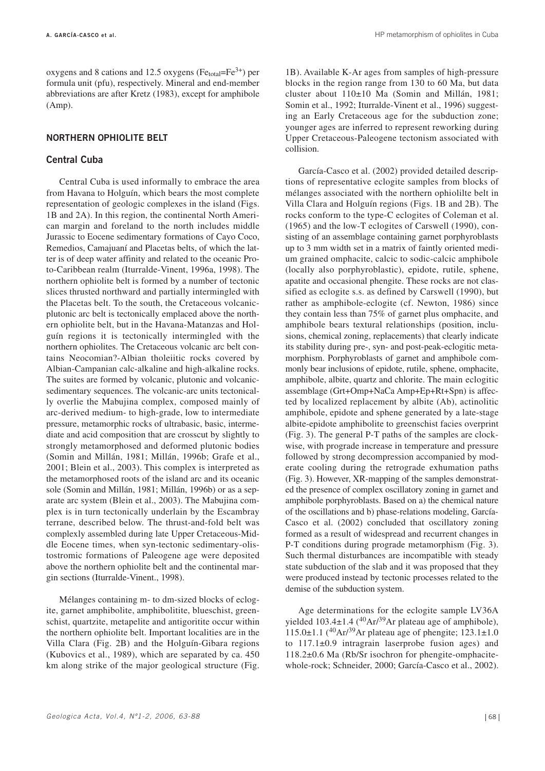oxygens and 8 cations and 12.5 oxygens ($Fe_{total}=Fe^{3+}$) per formula unit (pfu), respectively. Mineral and end-member abbreviations are after Kretz (1983), except for amphibole (Amp).

## NORTHERN OPHIOLITE BELT

### Central Cuba

Central Cuba is used informally to embrace the area from Havana to Holguín, which bears the most complete representation of geologic complexes in the island (Figs. 1B and 2A). In this region, the continental North American margin and foreland to the north includes middle Jurassic to Eocene sedimentary formations of Cayo Coco, Remedios, Camajuaní and Placetas belts, of which the latter is of deep water affinity and related to the oceanic Proto-Caribbean realm (Iturralde-Vinent, 1996a, 1998). The northern ophiolite belt is formed by a number of tectonic slices thrusted northward and partially intermingled with the Placetas belt. To the south, the Cretaceous volcanic-plutonic arc belt is tectonically emplaced above the northern ophiolite belt, but in the Havana-Matanzas and Holguín regions it is tectonically intermingled with the northern ophiolites. The Cretaceous volcanic arc belt contains Neocomian?-Albian tholeiitic rocks covered by Albian-Campanian calc-alkaline and high-alkaline rocks. The suites are formed by volcanic, plutonic and volcanic-sedimentary sequences. The volcanic-arc units tectonically overlie the Mabujina complex, composed mainly of arc-derived medium- to high-grade, low to intermediate pressure, metamorphic rocks of ultrabasic, basic, intermediate and acid composition that are crosscut by slightly to strongly metamorphosed and deformed plutonic bodies (Somin and Millán, 1981; Millán, 1996b; Grafe et al., 2001; Blein et al., 2003). This complex is interpreted as the metamorphosed roots of the island arc and its oceanic sole (Somin and Millán, 1981; Millán, 1996b) or as a separate arc system (Blein et al., 2003). The Mabujina complex is in turn tectonically underlain by the Escambray terrane, described below. The thrust-and-fold belt was complexly assembled during late Upper Cretaceous-Middle Eocene times, when syn-tectonic sedimentary-olistostromic formations of Paleogene age were deposited above the northern ophiolite belt and the continental margin sections (Iturralde-Vinent., 1998).

Mélanges containing m- to dm-sized blocks of eclogite, garnet amphibolite, amphibolitite, blueschist, greenschist, quartzite, metapelite and antigoritite occur within the northern ophiolite belt. Important localities are in the Villa Clara (Fig. 2B) and the Holguín-Gibara regions (Kubovics et al., 1989), which are separated by ca. 450 km along strike of the major geological structure (Fig. 1B). Available K-Ar ages from samples of high-pressure blocks in the region range from 130 to 60 Ma, but data cluster about 110±10 Ma (Somin and Millán, 1981; Somin et al., 1992; Iturralde-Vinent et al., 1996) suggesting an Early Cretaceous age for the subduction zone; younger ages are inferred to represent reworking during Upper Cretaceous-Paleogene tectonism associated with collision.

García-Casco et al. (2002) provided detailed descriptions of representative eclogite samples from blocks of mélanges associated with the northern ophiolilte belt in Villa Clara and Holguín regions (Figs. 1B and 2B). The rocks conform to the type-C eclogites of Coleman et al. (1965) and the low-T eclogites of Carswell (1990), consisting of an assemblage containing garnet porphyroblasts up to 3 mm width set in a matrix of faintly oriented medium grained omphacite, calcic to sodic-calcic amphibole (locally also porphyroblastic), epidote, rutile, sphene, apatite and occasional phengite. These rocks are not classified as eclogite s.s. as defined by Carswell (1990), but rather as amphibole-eclogite (cf. Newton, 1986) since they contain less than 75% of garnet plus omphacite, and amphibole bears textural relationships (position, inclusions, chemical zoning, replacements) that clearly indicate its stability during pre-, syn- and post-peak-eclogitic metamorphism. Porphyroblasts of garnet and amphibole commonly bear inclusions of epidote, rutile, sphene, omphacite, amphibole, albite, quartz and chlorite. The main eclogitic assemblage (Grt+Omp+NaCa Amp+Ep+Rt+Spn) is affected by localized replacement by albite (Ab), actinolitic amphibole, epidote and sphene generated by a late-stage albite-epidote amphibolite to greenschist facies overprint (Fig. 3). The general P-T paths of the samples are clockwise, with prograde increase in temperature and pressure followed by strong decompression accompanied by moderate cooling during the retrograde exhumation paths (Fig. 3). However, XR-mapping of the samples demonstrated the presence of complex oscillatory zoning in garnet and amphibole porphyroblasts. Based on a) the chemical nature of the oscillations and b) phase-relations modeling, García-Casco et al. (2002) concluded that oscillatory zoning formed as a result of widespread and recurrent changes in P-T conditions during prograde metamorphism (Fig. 3). Such thermal disturbances are incompatible with steady state subduction of the slab and it was proposed that they were produced instead by tectonic processes related to the demise of the subduction system.

Age determinations for the eclogite sample LV36A yielded 103.4±1.4 ($^{40}Ar/^{39}Ar$ plateau age of amphibole), 115.0±1.1 ($^{40}Ar/^{39}Ar$ plateau age of phengite; 123.1±1.0 to 117.1±0.9 intragrain laserprobe fusion ages) and 118.2±0.6 Ma (Rb/Sr isochron for phengite-omphacite-whole-rock; Schneider, 2000; García-Casco et al., 2002).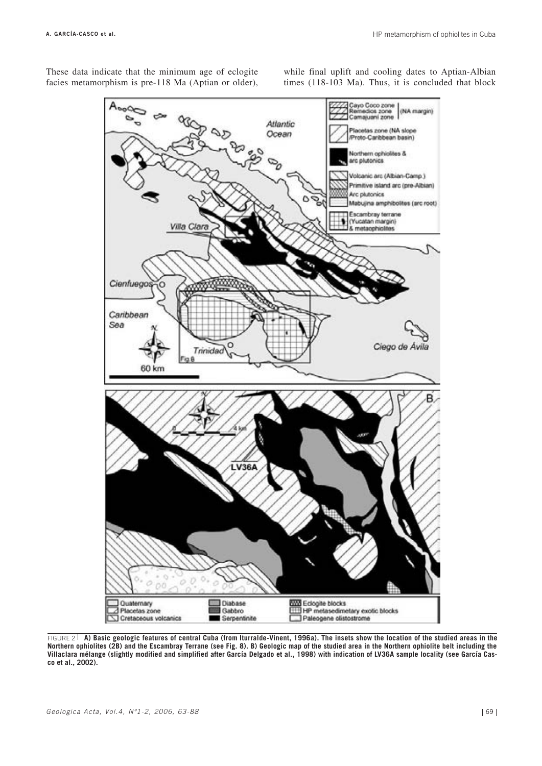These data indicate that the minimum age of eclogite facies metamorphism is pre-118 Ma (Aptian or older), while final uplift and cooling dates to Aptian-Albian times (118-103 Ma). Thus, it is concluded that block

FIGURE 2 **A) Basic geologic features of central Cuba (from Iturralde-Vinent, 1996a). The insets show the location of the studied areas in the Northern ophiolites (2B) and the Escambray Terrane (see Fig. 8). B) Geologic map of the studied area in the Northern ophiolite belt including the Villaclara mélange (slightly modified and simplified after García Delgado et al., 1998) with indication of LV36A sample locality (see García Casco et al., 2002).**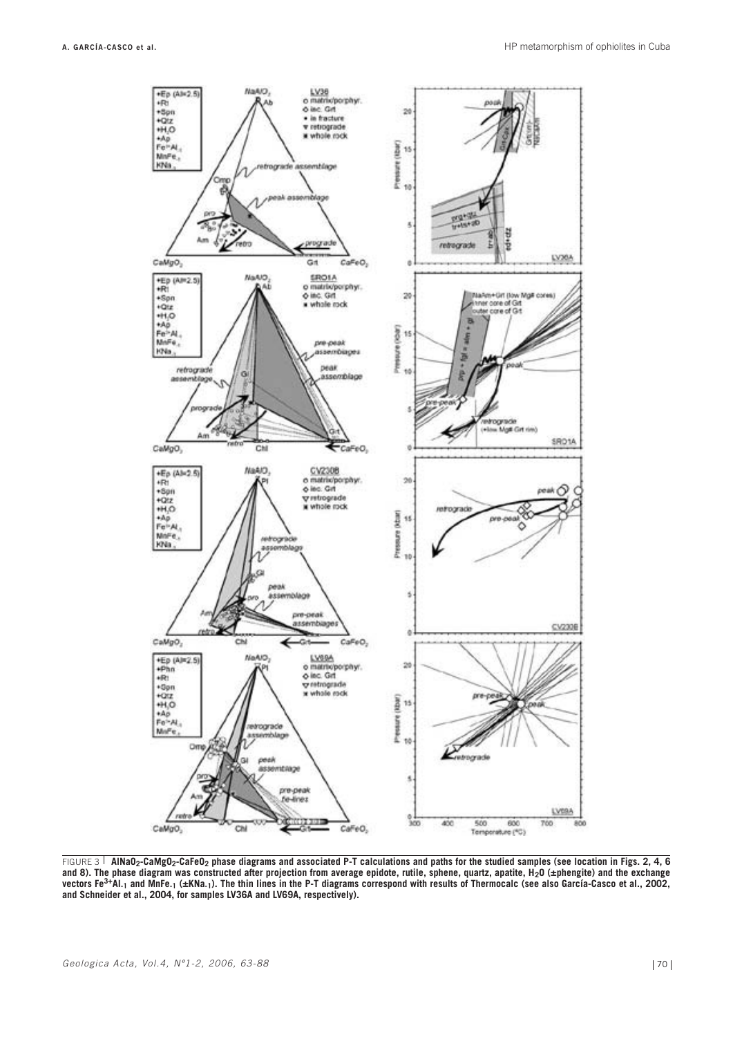FIGURE 3 | **$AlNaO_2$-$CaMgO_2$-$CaFeO_2$ phase diagrams and associated P-T calculations and paths for the studied samples (see location in Figs. 2, 4, 6 and 8). The phase diagram was constructed after projection from average epidote, rutile, sphene, quartz, apatite, $H_2O$ (±phengite) and the exchange vectors $Fe^{3+}Al_{-1}$ and $MnFe_{-1}$ (±$KNa_{-1}$). The thin lines in the P-T diagrams correspond with results of Thermocalc (see also García-Casco et al., 2002, and Schneider et al., 2004, for samples LV36A and LV69A, respectively).**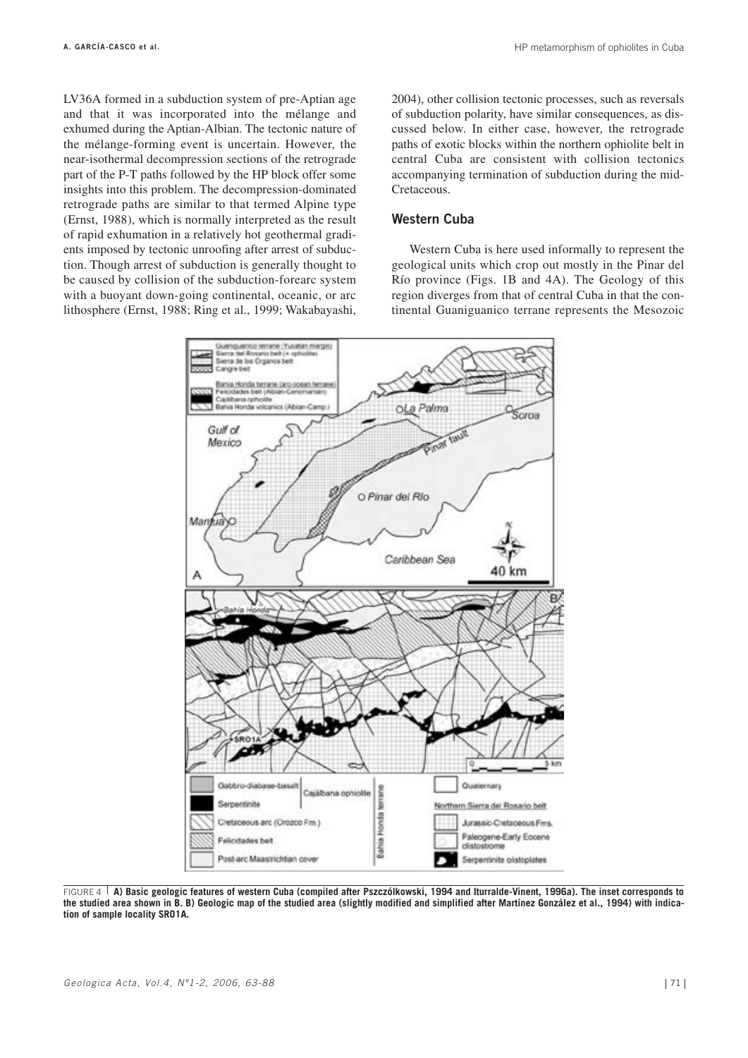LV36A formed in a subduction system of pre-Aptian age and that it was incorporated into the mélange and exhumed during the Aptian-Albian. The tectonic nature of the mélange-forming event is uncertain. However, the near-isothermal decompression sections of the retrograde part of the P-T paths followed by the HP block offer some insights into this problem. The decompression-dominated retrograde paths are similar to that termed Alpine type (Ernst, 1988), which is normally interpreted as the result of rapid exhumation in a relatively hot geothermal gradients imposed by tectonic unroofing after arrest of subduction. Though arrest of subduction is generally thought to be caused by collision of the subduction-forearc system with a buoyant down-going continental, oceanic, or arc lithosphere (Ernst, 1988; Ring et al., 1999; Wakabayashi, 2004), other collision tectonic processes, such as reversals of subduction polarity, have similar consequences, as discussed below. In either case, however, the retrograde paths of exotic blocks within the northern ophiolite belt in central Cuba are consistent with collision tectonics accompanying termination of subduction during the mid-Cretaceous.

## Western Cuba

Western Cuba is here used informally to represent the geological units which crop out mostly in the Pinar del Río province (Figs. 1B and 4A). The Geology of this region diverges from that of central Cuba in that the continental Guaniguanico terrane represents the Mesozoic

FIGURE 4 **A) Basic geologic features of western Cuba (compiled after Pszczólkowski, 1994 and Iturralde-Vinent, 1996a). The inset corresponds to the studied area shown in B. B) Geologic map of the studied area (slightly modified and simplified after Martínez González et al., 1994) with indication of sample locality SRO1A.**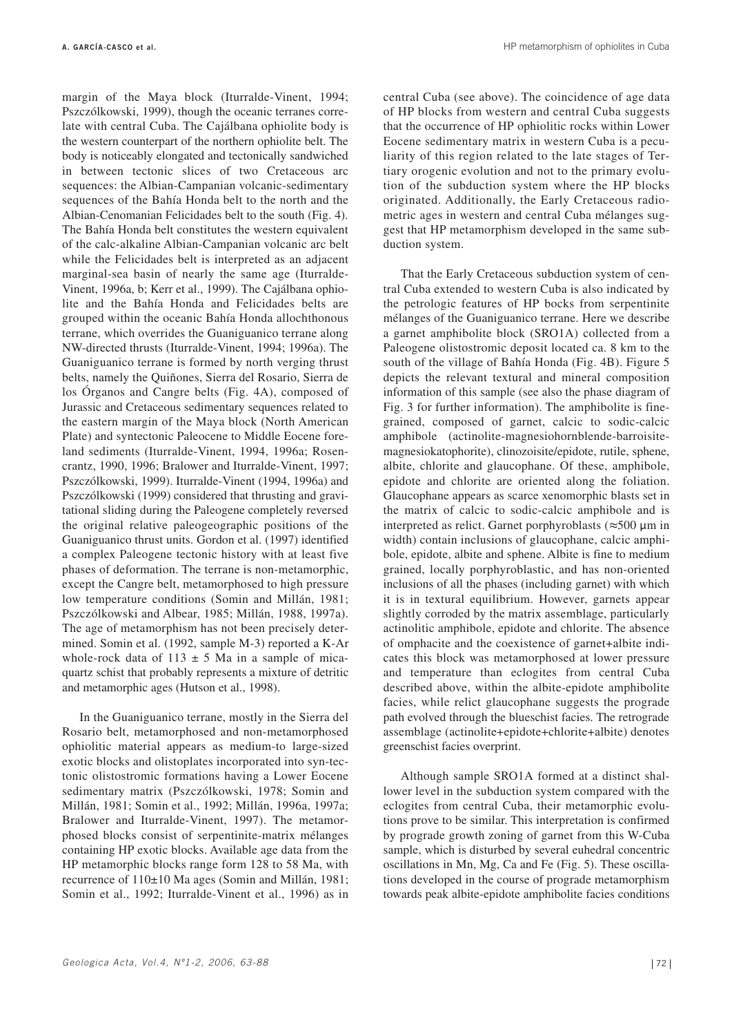margin of the Maya block (Iturralde-Vinent, 1994; Pszczólkowski, 1999), though the oceanic terranes correlate with central Cuba. The Cajálbana ophiolite body is the western counterpart of the northern ophiolite belt. The body is noticeably elongated and tectonically sandwiched in between tectonic slices of two Cretaceous arc sequences: the Albian-Campanian volcanic-sedimentary sequences of the Bahía Honda belt to the north and the Albian-Cenomanian Felicidades belt to the south (Fig. 4). The Bahía Honda belt constitutes the western equivalent of the calc-alkaline Albian-Campanian volcanic arc belt while the Felicidades belt is interpreted as an adjacent marginal-sea basin of nearly the same age (Iturralde-Vinent, 1996a, b; Kerr et al., 1999). The Cajálbana ophiolite and the Bahía Honda and Felicidades belts are grouped within the oceanic Bahía Honda allochthonous terrane, which overrides the Guaniguanico terrane along NW-directed thrusts (Iturralde-Vinent, 1994; 1996a). The Guaniguanico terrane is formed by north verging thrust belts, namely the Quiñones, Sierra del Rosario, Sierra de los Órganos and Cangre belts (Fig. 4A), composed of Jurassic and Cretaceous sedimentary sequences related to the eastern margin of the Maya block (North American Plate) and syntectonic Paleocene to Middle Eocene foreland sediments (Iturralde-Vinent, 1994, 1996a; Rosencrantz, 1990, 1996; Bralower and Iturralde-Vinent, 1997; Pszczólkowski, 1999). Iturralde-Vinent (1994, 1996a) and Pszczólkowski (1999) considered that thrusting and gravitational sliding during the Paleogene completely reversed the original relative paleogeographic positions of the Guaniguanico thrust units. Gordon et al. (1997) identified a complex Paleogene tectonic history with at least five phases of deformation. The terrane is non-metamorphic, except the Cangre belt, metamorphosed to high pressure low temperature conditions (Somin and Millán, 1981; Pszczólkowski and Albear, 1985; Millán, 1988, 1997a). The age of metamorphism has not been precisely determined. Somin et al. (1992, sample M-3) reported a K-Ar whole-rock data of $113 \pm 5$ Ma in a sample of mica-quartz schist that probably represents a mixture of detritic and metamorphic ages (Hutson et al., 1998).

In the Guaniguanico terrane, mostly in the Sierra del Rosario belt, metamorphosed and non-metamorphosed ophiolitic material appears as medium-to large-sized exotic blocks and olistoplates incorporated into syn-tectonic olistostromic formations having a Lower Eocene sedimentary matrix (Pszczólkowski, 1978; Somin and Millán, 1981; Somin et al., 1992; Millán, 1996a, 1997a; Bralower and Iturralde-Vinent, 1997). The metamorphosed blocks consist of serpentinite-matrix mélanges containing HP exotic blocks. Available age data from the HP metamorphic blocks range form 128 to 58 Ma, with recurrence of $110 \pm 10$ Ma ages (Somin and Millán, 1981; Somin et al., 1992; Iturralde-Vinent et al., 1996) as in central Cuba (see above). The coincidence of age data of HP blocks from western and central Cuba suggests that the occurrence of HP ophiolitic rocks within Lower Eocene sedimentary matrix in western Cuba is a peculiarity of this region related to the late stages of Tertiary orogenic evolution and not to the primary evolution of the subduction system where the HP blocks originated. Additionally, the Early Cretaceous radiometric ages in western and central Cuba mélanges suggest that HP metamorphism developed in the same subduction system.

That the Early Cretaceous subduction system of central Cuba extended to western Cuba is also indicated by the petrologic features of HP bocks from serpentinite mélanges of the Guaniguanico terrane. Here we describe a garnet amphibolite block (SRO1A) collected from a Paleogene olistostromic deposit located ca. 8 km to the south of the village of Bahía Honda (Fig. 4B). Figure 5 depicts the relevant textural and mineral composition information of this sample (see also the phase diagram of Fig. 3 for further information). The amphibolite is fine-grained, composed of garnet, calcic to sodic-calcic amphibole (actinolite-magnesiohornblende-barroisite-magnesiokatophorite), clinozoisite/epidote, rutile, sphene, albite, chlorite and glaucophane. Of these, amphibole, epidote and chlorite are oriented along the foliation. Glaucophane appears as scarce xenomorphic blasts set in the matrix of calcic to sodic-calcic amphibole and is interpreted as relict. Garnet porphyroblasts (≈500 µm in width) contain inclusions of glaucophane, calcic amphibole, epidote, albite and sphene. Albite is fine to medium grained, locally porphyroblastic, and has non-oriented inclusions of all the phases (including garnet) with which it is in textural equilibrium. However, garnets appear slightly corroded by the matrix assemblage, particularly actinolitic amphibole, epidote and chlorite. The absence of omphacite and the coexistence of garnet+albite indicates this block was metamorphosed at lower pressure and temperature than eclogites from central Cuba described above, within the albite-epidote amphibolite facies, while relict glaucophane suggests the prograde path evolved through the blueschist facies. The retrograde assemblage (actinolite+epidote+chlorite+albite) denotes greenschist facies overprint.

Although sample SRO1A formed at a distinct shallower level in the subduction system compared with the eclogites from central Cuba, their metamorphic evolutions prove to be similar. This interpretation is confirmed by prograde growth zoning of garnet from this W-Cuba sample, which is disturbed by several euhedral concentric oscillations in Mn, Mg, Ca and Fe (Fig. 5). These oscillations developed in the course of prograde metamorphism towards peak albite-epidote amphibolite facies conditions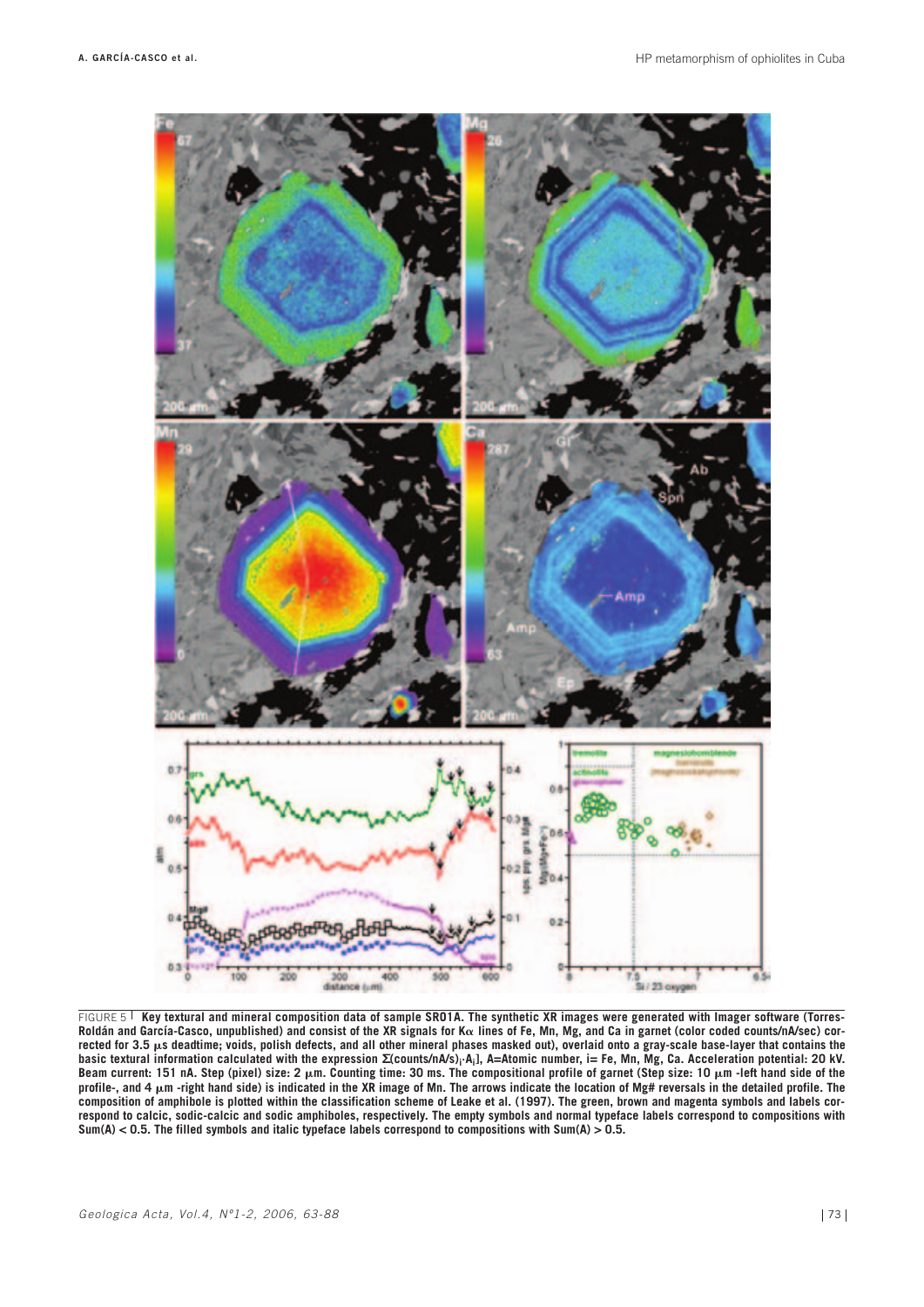FIGURE 5 | **Key textural and mineral composition data of sample SR01A. The synthetic XR images were generated with Imager software (Torres-Roldán and García-Casco, unpublished) and consist of the XR signals for Kα lines of Fe, Mn, Mg, and Ca in garnet (color coded counts/nA/sec) corrected for 3.5 μs deadtime; voids, polish defects, and all other mineral phases masked out), overlaid onto a gray-scale base-layer that contains the basic textural information calculated with the expression $\Sigma(\text{counts/nA/s})_i \cdot A_i]$, A=Atomic number, i= Fe, Mn, Mg, Ca. Acceleration potential: 20 kV. Beam current: 151 nA. Step (pixel) size: 2 μm. Counting time: 30 ms. The compositional profile of garnet (Step size: 10 μm -left hand side of the profile-, and 4 μm -right hand side) is indicated in the XR image of Mn. The arrows indicate the location of Mg# reversals in the detailed profile. The composition of amphibole is plotted within the classification scheme of Leake et al. (1997). The green, brown and magenta symbols and labels correspond to calcic, sodic-calcic and sodic amphiboles, respectively. The empty symbols and normal typeface labels correspond to compositions with Sum(A) < 0.5. The filled symbols and italic typeface labels correspond to compositions with Sum(A) > 0.5.**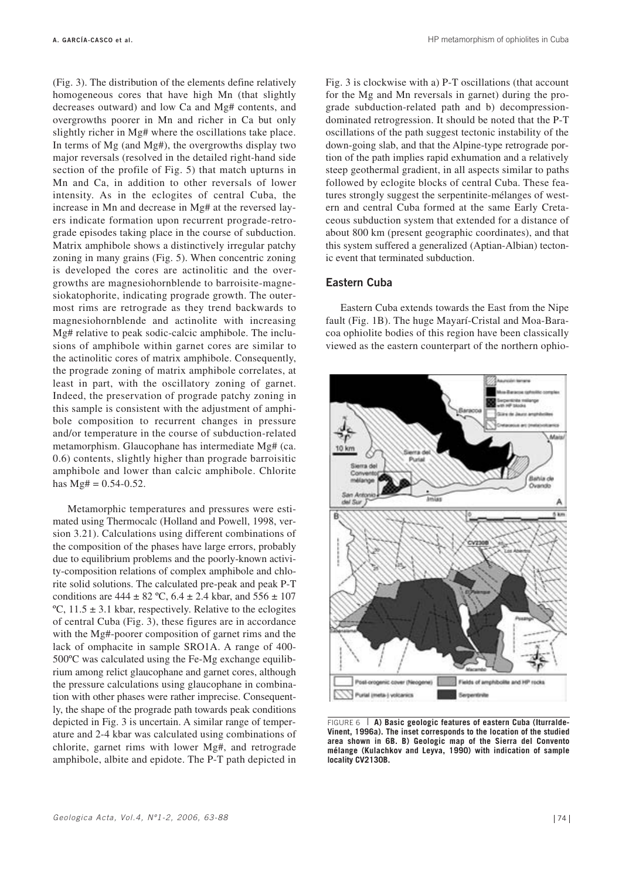(Fig. 3). The distribution of the elements define relatively homogeneous cores that have high Mn (that slightly decreases outward) and low Ca and Mg# contents, and overgrowths poorer in Mn and richer in Ca but only slightly richer in Mg# where the oscillations take place. In terms of Mg (and Mg#), the overgrowths display two major reversals (resolved in the detailed right-hand side section of the profile of Fig. 5) that match upturns in Mn and Ca, in addition to other reversals of lower intensity. As in the eclogites of central Cuba, the increase in Mn and decrease in Mg# at the reversed layers indicate formation upon recurrent prograde-retrograde episodes taking place in the course of subduction. Matrix amphibole shows a distinctively irregular patchy zoning in many grains (Fig. 5). When concentric zoning is developed the cores are actinolitic and the overgrowths are magnesiohornblende to barroisite-magnesiokatophorite, indicating prograde growth. The outermost rims are retrograde as they trend backwards to magnesiohornblende and actinolite with increasing Mg# relative to peak sodic-calcic amphibole. The inclusions of amphibole within garnet cores are similar to the actinolitic cores of matrix amphibole. Consequently, the prograde zoning of matrix amphibole correlates, at least in part, with the oscillatory zoning of garnet. Indeed, the preservation of prograde patchy zoning in this sample is consistent with the adjustment of amphibole composition to recurrent changes in pressure and/or temperature in the course of subduction-related metamorphism. Glaucophane has intermediate Mg# (ca. 0.6) contents, slightly higher than prograde barroisitic amphibole and lower than calcic amphibole. Chlorite has Mg# = 0.54-0.52.

Metamorphic temperatures and pressures were estimated using Thermocalc (Holland and Powell, 1998, version 3.21). Calculations using different combinations of the composition of the phases have large errors, probably due to equilibrium problems and the poorly-known activity-composition relations of complex amphibole and chlorite solid solutions. The calculated pre-peak and peak P-T conditions are 444 ± 82 ºC, 6.4 ± 2.4 kbar, and 556 ± 107 ºC, 11.5 ± 3.1 kbar, respectively. Relative to the eclogites of central Cuba (Fig. 3), these figures are in accordance with the Mg#-poorer composition of garnet rims and the lack of omphacite in sample SRO1A. A range of 400-500ºC was calculated using the Fe-Mg exchange equilibrium among relict glaucophane and garnet cores, although the pressure calculations using glaucophane in combination with other phases were rather imprecise. Consequently, the shape of the prograde path towards peak conditions depicted in Fig. 3 is uncertain. A similar range of temperature and 2-4 kbar was calculated using combinations of chlorite, garnet rims with lower Mg#, and retrograde amphibole, albite and epidote. The P-T path depicted in Fig. 3 is clockwise with a) P-T oscillations (that account for the Mg and Mn reversals in garnet) during the prograde subduction-related path and b) decompression-dominated retrogression. It should be noted that the P-T oscillations of the path suggest tectonic instability of the down-going slab, and that the Alpine-type retrograde portion of the path implies rapid exhumation and a relatively steep geothermal gradient, in all aspects similar to paths followed by eclogite blocks of central Cuba. These features strongly suggest the serpentinite-mélanges of western and central Cuba formed at the same Early Cretaceous subduction system that extended for a distance of about 800 km (present geographic coordinates), and that this system suffered a generalized (Aptian-Albian) tectonic event that terminated subduction.

## Eastern Cuba

Eastern Cuba extends towards the East from the Nipe fault (Fig. 1B). The huge Mayarí-Cristal and Moa-Baracoa ophiolite bodies of this region have been classically viewed as the eastern counterpart of the northern ophio-

FIGURE 6 | **A) Basic geologic features of eastern Cuba (Iturralde-Vinent, 1996a). The inset corresponds to the location of the studied area shown in 6B. B) Geologic map of the Sierra del Convento mélange (Kulachkov and Leyva, 1990) with indication of sample locality CV2130B.**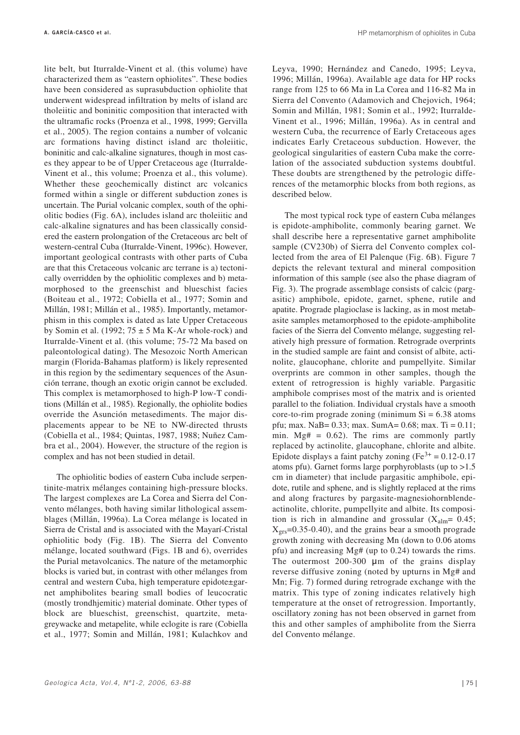lite belt, but Iturralde-Vinent et al. (this volume) have characterized them as "eastern ophiolites". These bodies have been considered as suprasubduction ophiolite that underwent widespread infiltration by melts of island arc tholeiitic and boninitic composition that interacted with the ultramafic rocks (Proenza et al., 1998, 1999; Gervilla et al., 2005). The region contains a number of volcanic arc formations having distinct island arc tholeiitic, boninitic and calc-alkaline signatures, though in most cases they appear to be of Upper Cretaceous age (Iturralde-Vinent et al., this volume; Proenza et al., this volume). Whether these geochemically distinct arc volcanics formed within a single or different subduction zones is uncertain. The Purial volcanic complex, south of the ophiolitic bodies (Fig. 6A), includes island arc tholeiitic and calc-alkaline signatures and has been classically considered the eastern prolongation of the Cretaceous arc belt of western-central Cuba (Iturralde-Vinent, 1996c). However, important geological contrasts with other parts of Cuba are that this Cretaceous volcanic arc terrane is a) tectonically overridden by the ophiolitic complexes and b) metamorphosed to the greenschist and blueschist facies (Boiteau et al., 1972; Cobiella et al., 1977; Somin and Millán, 1981; Millán et al., 1985). Importantly, metamorphism in this complex is dated as late Upper Cretaceous by Somin et al. (1992; 75 ± 5 Ma K-Ar whole-rock) and Iturralde-Vinent et al. (this volume; 75-72 Ma based on paleontological dating). The Mesozoic North American margin (Florida-Bahamas platform) is likely represented in this region by the sedimentary sequences of the Asunción terrane, though an exotic origin cannot be excluded. This complex is metamorphosed to high-P low-T conditions (Millán et al., 1985). Regionally, the ophiolite bodies override the Asunción metasediments. The major displacements appear to be NE to NW-directed thrusts (Cobiella et al., 1984; Quintas, 1987, 1988; Nuñez Cambra et al., 2004). However, the structure of the region is complex and has not been studied in detail.

The ophiolitic bodies of eastern Cuba include serpentinite-matrix mélanges containing high-pressure blocks. The largest complexes are La Corea and Sierra del Convento mélanges, both having similar lithological assemblages (Millán, 1996a). La Corea mélange is located in Sierra de Cristal and is associated with the Mayarí-Cristal ophiolitic body (Fig. 1B). The Sierra del Convento mélange, located southward (Figs. 1B and 6), overrides the Purial metavolcanics. The nature of the metamorphic blocks is varied but, in contrast with other mélanges from central and western Cuba, high temperature epidote±garnet amphibolites bearing small bodies of leucocratic (mostly trondhjemitic) material dominate. Other types of block are blueschist, greenschist, quartzite, metagreywacke and metapelite, while eclogite is rare (Cobiella et al., 1977; Somin and Millán, 1981; Kulachkov and Leyva, 1990; Hernández and Canedo, 1995; Leyva, 1996; Millán, 1996a). Available age data for HP rocks range from 125 to 66 Ma in La Corea and 116-82 Ma in Sierra del Convento (Adamovich and Chejovich, 1964; Somin and Millán, 1981; Somin et al., 1992; Iturralde-Vinent et al., 1996; Millán, 1996a). As in central and western Cuba, the recurrence of Early Cretaceous ages indicates Early Cretaceous subduction. However, the geological singularities of eastern Cuba make the correlation of the associated subduction systems doubtful. These doubts are strengthened by the petrologic differences of the metamorphic blocks from both regions, as described below.

The most typical rock type of eastern Cuba mélanges is epidote-amphibolite, commonly bearing garnet. We shall describe here a representative garnet amphibolite sample (CV230b) of Sierra del Convento complex collected from the area of El Palenque (Fig. 6B). Figure 7 depicts the relevant textural and mineral composition information of this sample (see also the phase diagram of Fig. 3). The prograde assemblage consists of calcic (pargasitic) amphibole, epidote, garnet, sphene, rutile and apatite. Prograde plagioclase is lacking, as in most metabasite samples metamorphosed to the epidote-amphibolite facies of the Sierra del Convento mélange, suggesting relatively high pressure of formation. Retrograde overprints in the studied sample are faint and consist of albite, actinolite, glaucophane, chlorite and pumpellyite. Similar overprints are common in other samples, though the extent of retrogression is highly variable. Pargasitic amphibole comprises most of the matrix and is oriented parallel to the foliation. Individual crystals have a smooth core-to-rim prograde zoning (minimum Si = 6.38 atoms pfu; max. NaB= 0.33; max. SumA= 0.68; max. Ti = 0.11; min. Mg# = 0.62). The rims are commonly partly replaced by actinolite, glaucophane, chlorite and albite. Epidote displays a faint patchy zoning ($Fe^{3+}$ = 0.12-0.17 atoms pfu). Garnet forms large porphyroblasts (up to >1.5 cm in diameter) that include pargasitic amphibole, epidote, rutile and sphene, and is slightly replaced at the rims and along fractures by pargasite-magnesiohornblende-actinolite, chlorite, pumpellyite and albite. Its composition is rich in almandine and grossular ($X_{alm}$= 0.45; $X_{grs}$=0.35-0.40), and the grains bear a smooth prograde growth zoning with decreasing Mn (down to 0.06 atoms pfu) and increasing Mg# (up to 0.24) towards the rims. The outermost 200-300 μm of the grains display reverse diffusive zoning (noted by upturns in Mg# and Mn; Fig. 7) formed during retrograde exchange with the matrix. This type of zoning indicates relatively high temperature at the onset of retrogression. Importantly, oscillatory zoning has not been observed in garnet from this and other samples of amphibolite from the Sierra del Convento mélange.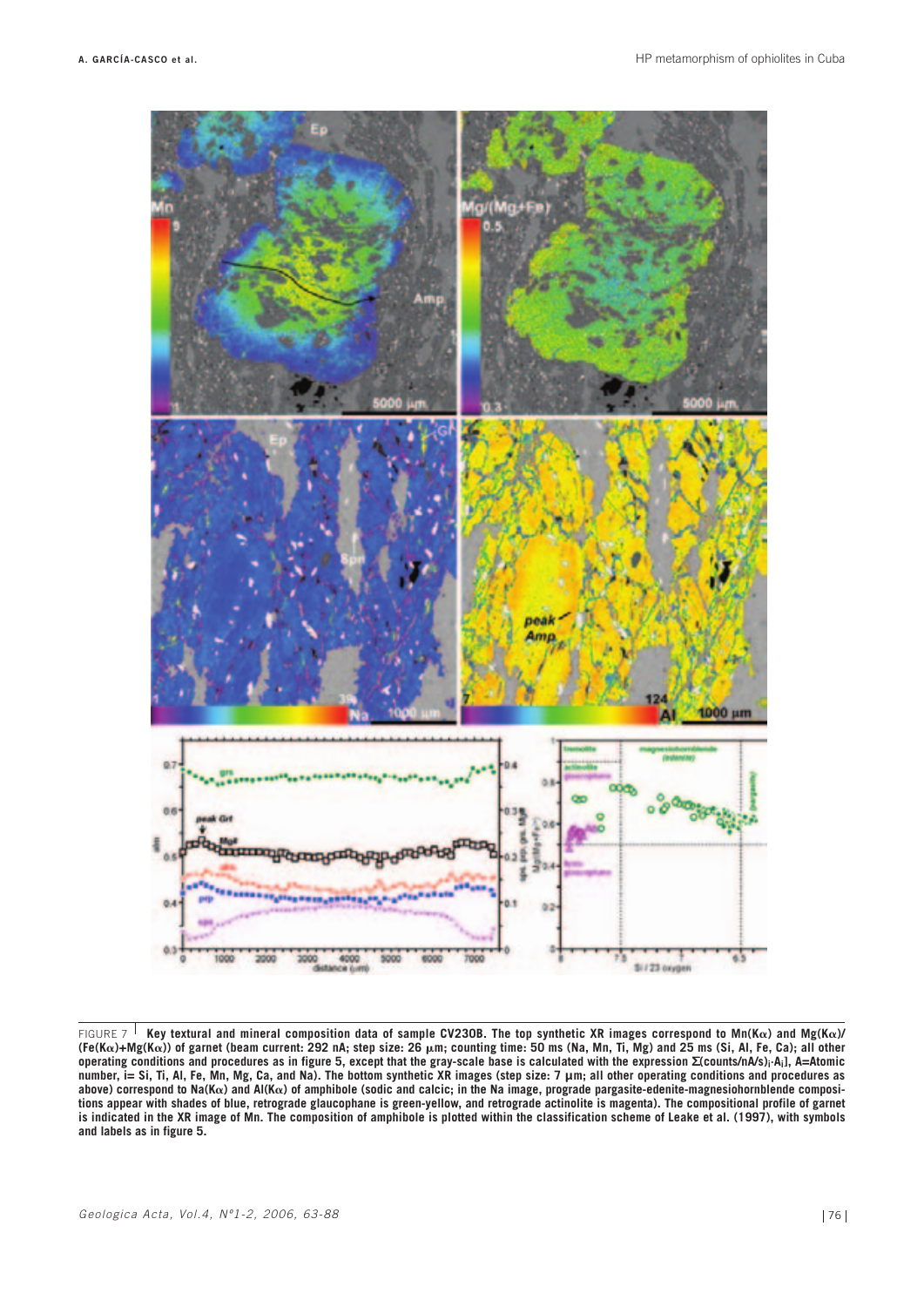FIGURE 7 **Key textural and mineral composition data of sample CV230B. The top synthetic XR images correspond to Mn(Kα) and Mg(Kα)/(Fe(Kα)+Mg(Kα)) of garnet (beam current: 292 nA; step size: 26 μm; counting time: 50 ms (Na, Mn, Ti, Mg) and 25 ms (Si, Al, Fe, Ca); all other operating conditions and procedures as in figure 5, except that the gray-scale base is calculated with the expression Σ(counts/nA/s)$_i$·A$_i$], A=Atomic number, i= Si, Ti, Al, Fe, Mn, Mg, Ca, and Na). The bottom synthetic XR images (step size: 7 μm; all other operating conditions and procedures as above) correspond to Na(Kα) and Al(Kα) of amphibole (sodic and calcic; in the Na image, prograde pargasite-edenite-magnesiohornblende compositions appear with shades of blue, retrograde glaucophane is green-yellow, and retrograde actinolite is magenta). The compositional profile of garnet is indicated in the XR image of Mn. The composition of amphibole is plotted within the classification scheme of Leake et al. (1997), with symbols and labels as in figure 5.**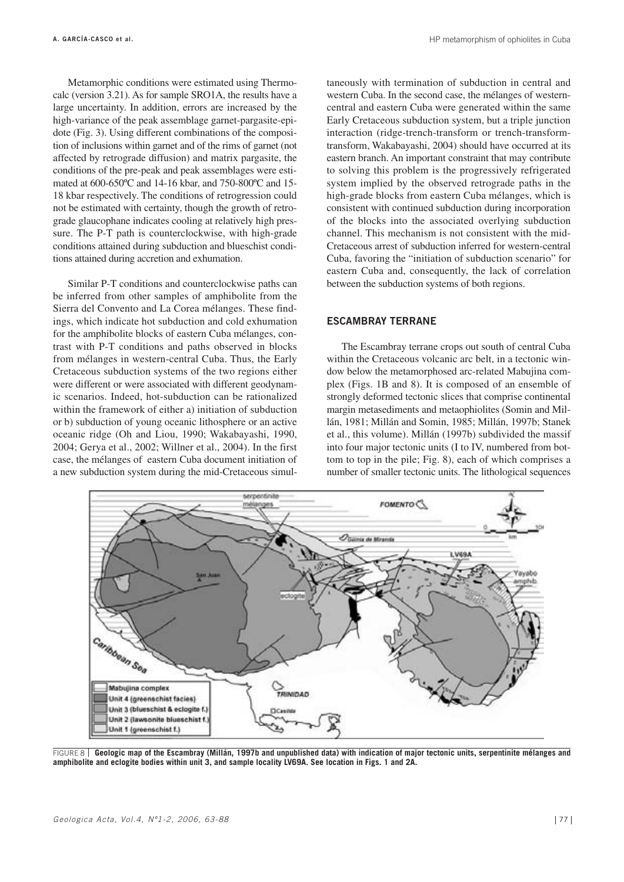Metamorphic conditions were estimated using Thermocalc (version 3.21). As for sample SRO1A, the results have a large uncertainty. In addition, errors are increased by the high-variance of the peak assemblage garnet-pargasite-epidote (Fig. 3). Using different combinations of the composition of inclusions within garnet and of the rims of garnet (not affected by retrograde diffusion) and matrix pargasite, the conditions of the pre-peak and peak assemblages were estimated at 600-650ºC and 14-16 kbar, and 750-800ºC and 15-18 kbar respectively. The conditions of retrogression could not be estimated with certainty, though the growth of retrograde glaucophane indicates cooling at relatively high pressure. The P-T path is counterclockwise, with high-grade conditions attained during subduction and blueschist conditions attained during accretion and exhumation.

Similar P-T conditions and counterclockwise paths can be inferred from other samples of amphibolite from the Sierra del Convento and La Corea mélanges. These findings, which indicate hot subduction and cold exhumation for the amphibolite blocks of eastern Cuba mélanges, contrast with P-T conditions and paths observed in blocks from mélanges in western-central Cuba. Thus, the Early Cretaceous subduction systems of the two regions either were different or were associated with different geodynamic scenarios. Indeed, hot-subduction can be rationalized within the framework of either a) initiation of subduction or b) subduction of young oceanic lithosphere or an active oceanic ridge (Oh and Liou, 1990; Wakabayashi, 1990, 2004; Gerya et al., 2002; Willner et al., 2004). In the first case, the mélanges of eastern Cuba document initiation of a new subduction system during the mid-Cretaceous simultaneously with termination of subduction in central and western Cuba. In the second case, the mélanges of western-central and eastern Cuba were generated within the same Early Cretaceous subduction system, but a triple junction interaction (ridge-trench-transform or trench-transform-transform, Wakabayashi, 2004) should have occurred at its eastern branch. An important constraint that may contribute to solving this problem is the progressively refrigerated system implied by the observed retrograde paths in the high-grade blocks from eastern Cuba mélanges, which is consistent with continued subduction during incorporation of the blocks into the associated overlying subduction channel. This mechanism is not consistent with the mid-Cretaceous arrest of subduction inferred for western-central Cuba, favoring the "initiation of subduction scenario" for eastern Cuba and, consequently, the lack of correlation between the subduction systems of both regions.

## ESCAMBRAY TERRANE

The Escambray terrane crops out south of central Cuba within the Cretaceous volcanic arc belt, in a tectonic window below the metamorphosed arc-related Mabujina complex (Figs. 1B and 8). It is composed of an ensemble of strongly deformed tectonic slices that comprise continental margin metasediments and metaophiolites (Somin and Millán, 1981; Millán and Somin, 1985; Millán, 1997b; Stanek et al., this volume). Millán (1997b) subdivided the massif into four major tectonic units (I to IV, numbered from bottom to top in the pile; Fig. 8), each of which comprises a number of smaller tectonic units. The lithological sequences

FIGURE 8 | **Geologic map of the Escambray (Millán, 1997b and unpublished data) with indication of major tectonic units, serpentinite mélanges and amphibolite and eclogite bodies within unit 3, and sample locality LV69A. See location in Figs. 1 and 2A.**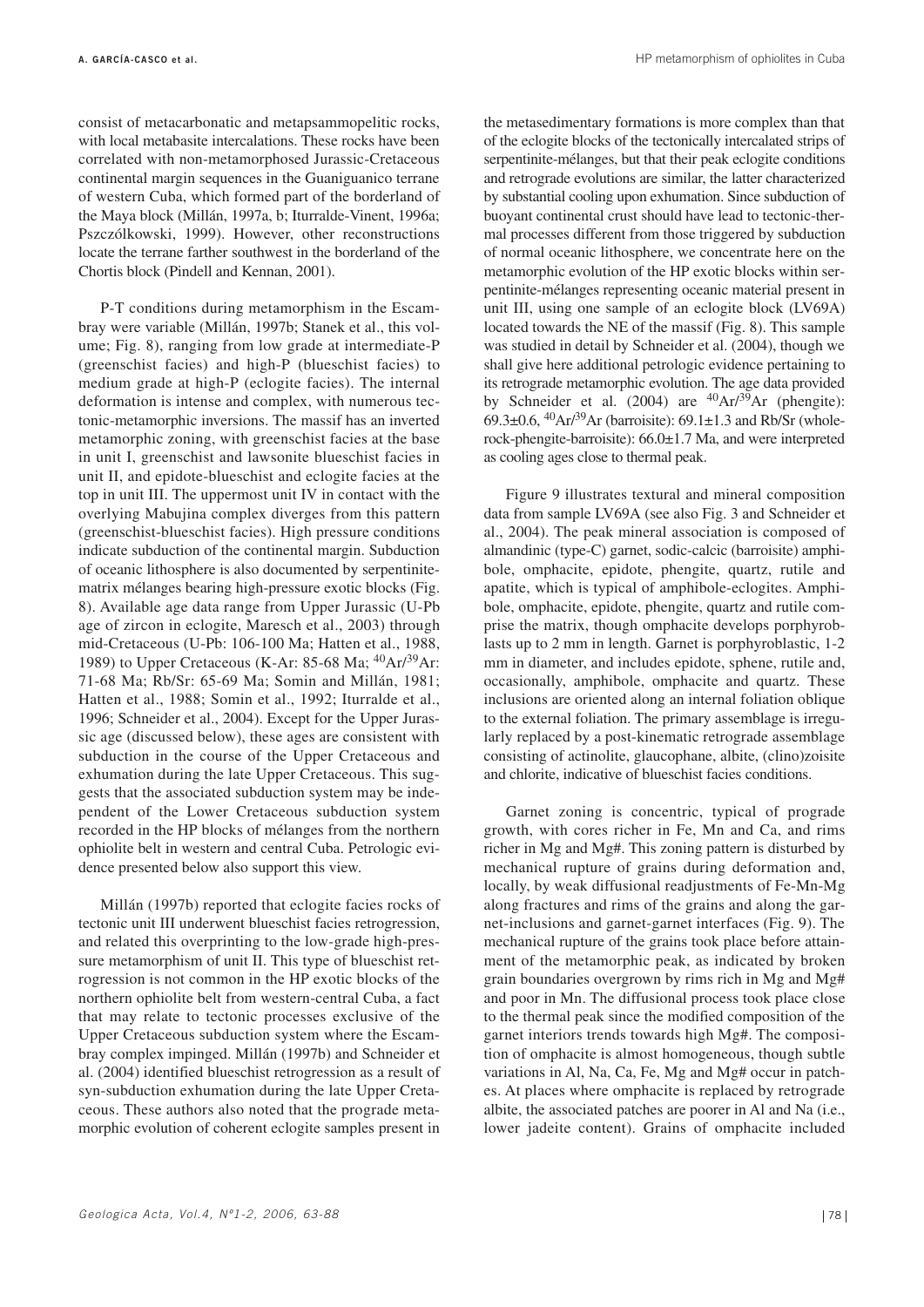consist of metacarbonatic and metapsammopelitic rocks, with local metabasite intercalations. These rocks have been correlated with non-metamorphosed Jurassic-Cretaceous continental margin sequences in the Guaniguanico terrane of western Cuba, which formed part of the borderland of the Maya block (Millán, 1997a, b; Iturralde-Vinent, 1996a; Pszczólkowski, 1999). However, other reconstructions locate the terrane farther southwest in the borderland of the Chortis block (Pindell and Kennan, 2001).

P-T conditions during metamorphism in the Escambray were variable (Millán, 1997b; Stanek et al., this volume; Fig. 8), ranging from low grade at intermediate-P (greenschist facies) and high-P (blueschist facies) to medium grade at high-P (eclogite facies). The internal deformation is intense and complex, with numerous tectonic-metamorphic inversions. The massif has an inverted metamorphic zoning, with greenschist facies at the base in unit I, greenschist and lawsonite blueschist facies in unit II, and epidote-blueschist and eclogite facies at the top in unit III. The uppermost unit IV in contact with the overlying Mabujina complex diverges from this pattern (greenschist-blueschist facies). High pressure conditions indicate subduction of the continental margin. Subduction of oceanic lithosphere is also documented by serpentinite-matrix mélanges bearing high-pressure exotic blocks (Fig. 8). Available age data range from Upper Jurassic (U-Pb age of zircon in eclogite, Maresch et al., 2003) through mid-Cretaceous (U-Pb: 106-100 Ma; Hatten et al., 1988, 1989) to Upper Cretaceous (K-Ar: 85-68 Ma; $^{40}$Ar/$^{39}$Ar: 71-68 Ma; Rb/Sr: 65-69 Ma; Somin and Millán, 1981; Hatten et al., 1988; Somin et al., 1992; Iturralde et al., 1996; Schneider et al., 2004). Except for the Upper Jurassic age (discussed below), these ages are consistent with subduction in the course of the Upper Cretaceous and exhumation during the late Upper Cretaceous. This suggests that the associated subduction system may be independent of the Lower Cretaceous subduction system recorded in the HP blocks of mélanges from the northern ophiolite belt in western and central Cuba. Petrologic evidence presented below also support this view.

Millán (1997b) reported that eclogite facies rocks of tectonic unit III underwent blueschist facies retrogression, and related this overprinting to the low-grade high-pressure metamorphism of unit II. This type of blueschist retrogression is not common in the HP exotic blocks of the northern ophiolite belt from western-central Cuba, a fact that may relate to tectonic processes exclusive of the Upper Cretaceous subduction system where the Escambray complex impinged. Millán (1997b) and Schneider et al. (2004) identified blueschist retrogression as a result of syn-subduction exhumation during the late Upper Cretaceous. These authors also noted that the prograde metamorphic evolution of coherent eclogite samples present in the metasedimentary formations is more complex than that of the eclogite blocks of the tectonically intercalated strips of serpentinite-mélanges, but that their peak eclogite conditions and retrograde evolutions are similar, the latter characterized by substantial cooling upon exhumation. Since subduction of buoyant continental crust should have lead to tectonic-thermal processes different from those triggered by subduction of normal oceanic lithosphere, we concentrate here on the metamorphic evolution of the HP exotic blocks within serpentinite-mélanges representing oceanic material present in unit III, using one sample of an eclogite block (LV69A) located towards the NE of the massif (Fig. 8). This sample was studied in detail by Schneider et al. (2004), though we shall give here additional petrologic evidence pertaining to its retrograde metamorphic evolution. The age data provided by Schneider et al. (2004) are $^{40}$Ar/$^{39}$Ar (phengite): 69.3±0.6, $^{40}$Ar/$^{39}$Ar (barroisite): 69.1±1.3 and Rb/Sr (whole-rock-phengite-barroisite): 66.0±1.7 Ma, and were interpreted as cooling ages close to thermal peak.

Figure 9 illustrates textural and mineral composition data from sample LV69A (see also Fig. 3 and Schneider et al., 2004). The peak mineral association is composed of almandinic (type-C) garnet, sodic-calcic (barroisite) amphibole, omphacite, epidote, phengite, quartz, rutile and apatite, which is typical of amphibole-eclogites. Amphibole, omphacite, epidote, phengite, quartz and rutile comprise the matrix, though omphacite develops porphyroblasts up to 2 mm in length. Garnet is porphyroblastic, 1-2 mm in diameter, and includes epidote, sphene, rutile and, occasionally, amphibole, omphacite and quartz. These inclusions are oriented along an internal foliation oblique to the external foliation. The primary assemblage is irregularly replaced by a post-kinematic retrograde assemblage consisting of actinolite, glaucophane, albite, (clino)zoisite and chlorite, indicative of blueschist facies conditions.

Garnet zoning is concentric, typical of prograde growth, with cores richer in Fe, Mn and Ca, and rims richer in Mg and Mg#. This zoning pattern is disturbed by mechanical rupture of grains during deformation and, locally, by weak diffusional readjustments of Fe-Mn-Mg along fractures and rims of the grains and along the garnet-inclusions and garnet-garnet interfaces (Fig. 9). The mechanical rupture of the grains took place before attainment of the metamorphic peak, as indicated by broken grain boundaries overgrown by rims rich in Mg and Mg# and poor in Mn. The diffusional process took place close to the thermal peak since the modified composition of the garnet interiors trends towards high Mg#. The composition of omphacite is almost homogeneous, though subtle variations in Al, Na, Ca, Fe, Mg and Mg# occur in patches. At places where omphacite is replaced by retrograde albite, the associated patches are poorer in Al and Na (i.e., lower jadeite content). Grains of omphacite included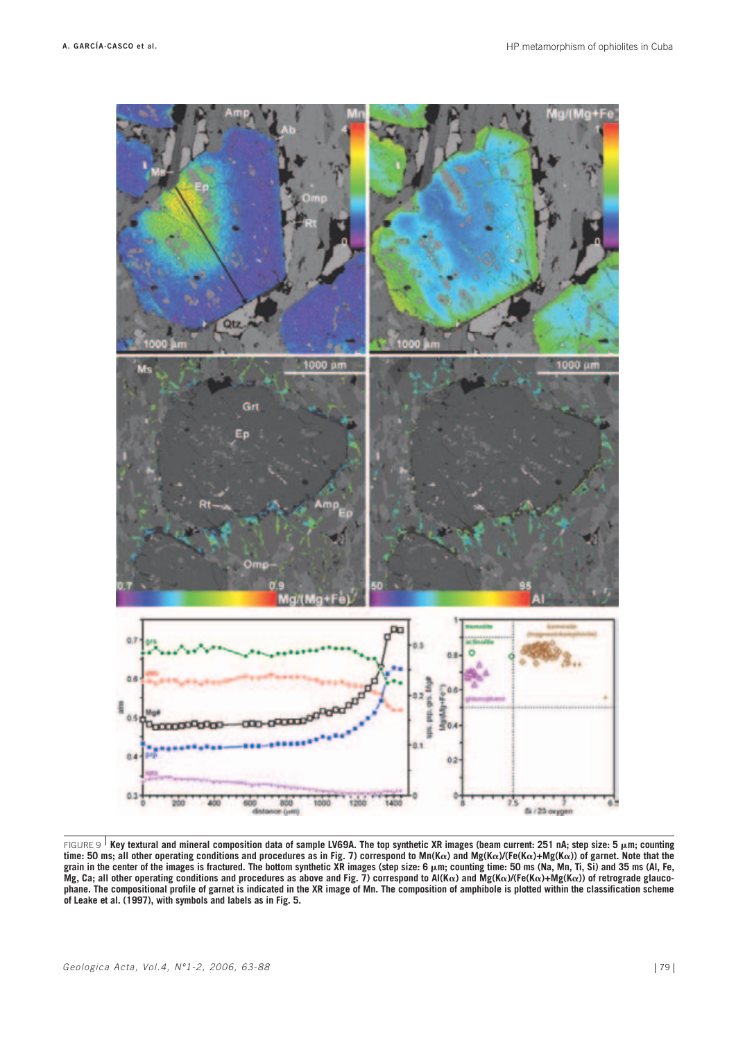FIGURE 9 **Key textural and mineral composition data of sample LV69A. The top synthetic XR images (beam current: 251 nA; step size: 5 μm; counting time: 50 ms; all other operating conditions and procedures as in Fig. 7) correspond to Mn(Kα) and Mg(Kα)/(Fe(Kα)+Mg(Kα)) of garnet. Note that the grain in the center of the images is fractured. The bottom synthetic XR images (step size: 6 μm; counting time: 50 ms (Na, Mn, Ti, Si) and 35 ms (Al, Fe, Mg, Ca; all other operating conditions and procedures as above and Fig. 7) correspond to Al(Kα) and Mg(Kα)/(Fe(Kα)+Mg(Kα)) of retrograde glaucophane. The compositional profile of garnet is indicated in the XR image of Mn. The composition of amphibole is plotted within the classification scheme of Leake et al. (1997), with symbols and labels as in Fig. 5.**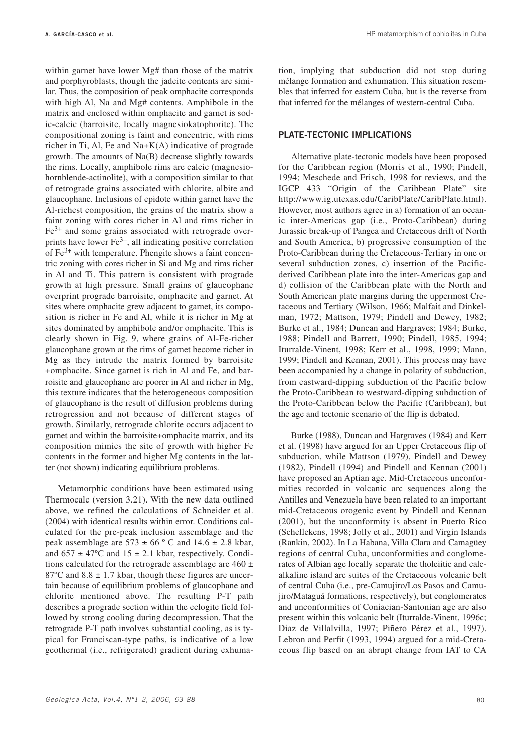within garnet have lower Mg# than those of the matrix and porphyroblasts, though the jadeite contents are similar. Thus, the composition of peak omphacite corresponds with high Al, Na and Mg# contents. Amphibole in the matrix and enclosed within omphacite and garnet is sodic-calcic (barroisite, locally magnesiokatophorite). The compositional zoning is faint and concentric, with rims richer in Ti, Al, Fe and Na+K(A) indicative of prograde growth. The amounts of Na(B) decrease slightly towards the rims. Locally, amphibole rims are calcic (magnesiohornblende-actinolite), with a composition similar to that of retrograde grains associated with chlorite, albite and glaucophane. Inclusions of epidote within garnet have the Al-richest composition, the grains of the matrix show a faint zoning with cores richer in Al and rims richer in $Fe^{3+}$ and some grains associated with retrograde overprints have lower $Fe^{3+}$, all indicating positive correlation of $Fe^{3+}$ with temperature. Phengite shows a faint concentric zoning with cores richer in Si and Mg and rims richer in Al and Ti. This pattern is consistent with prograde growth at high pressure. Small grains of glaucophane overprint prograde barroisite, omphacite and garnet. At sites where omphacite grew adjacent to garnet, its composition is richer in Fe and Al, while it is richer in Mg at sites dominated by amphibole and/or omphacite. This is clearly shown in Fig. 9, where grains of Al-Fe-richer glaucophane grown at the rims of garnet become richer in Mg as they intrude the matrix formed by barroisite +omphacite. Since garnet is rich in Al and Fe, and barroisite and glaucophane are poorer in Al and richer in Mg, this texture indicates that the heterogeneous composition of glaucophane is the result of diffusion problems during retrogression and not because of different stages of growth. Similarly, retrograde chlorite occurs adjacent to garnet and within the barroisite+omphacite matrix, and its composition mimics the site of growth with higher Fe contents in the former and higher Mg contents in the latter (not shown) indicating equilibrium problems.

Metamorphic conditions have been estimated using Thermocalc (version 3.21). With the new data outlined above, we refined the calculations of Schneider et al. (2004) with identical results within error. Conditions calculated for the pre-peak inclusion assemblage and the peak assemblage are $573 \pm 66$ ° C and $14.6 \pm 2.8$ kbar, and $657 \pm 47$ºC and $15 \pm 2.1$ kbar, respectively. Conditions calculated for the retrograde assemblage are $460 \pm 87$ºC and $8.8 \pm 1.7$ kbar, though these figures are uncertain because of equilibrium problems of glaucophane and chlorite mentioned above. The resulting P-T path describes a prograde section within the eclogite field followed by strong cooling during decompression. That the retrograde P-T path involves substantial cooling, as is typical for Franciscan-type paths, is indicative of a low geothermal (i.e., refrigerated) gradient during exhumation, implying that subduction did not stop during mélange formation and exhumation. This situation resembles that inferred for eastern Cuba, but is the reverse from that inferred for the mélanges of western-central Cuba.

## PLATE-TECTONIC IMPLICATIONS

Alternative plate-tectonic models have been proposed for the Caribbean region (Morris et al., 1990; Pindell, 1994; Meschede and Frisch, 1998 for reviews, and the IGCP 433 "Origin of the Caribbean Plate" site http://www.ig.utexas.edu/CaribPlate/CaribPlate.html). However, most authors agree in a) formation of an oceanic inter-Americas gap (i.e., Proto-Caribbean) during Jurassic break-up of Pangea and Cretaceous drift of North and South America, b) progressive consumption of the Proto-Caribbean during the Cretaceous-Tertiary in one or several subduction zones, c) insertion of the Pacific-derived Caribbean plate into the inter-Americas gap and d) collision of the Caribbean plate with the North and South American plate margins during the uppermost Cretaceous and Tertiary (Wilson, 1966; Malfait and Dinkelman, 1972; Mattson, 1979; Pindell and Dewey, 1982; Burke et al., 1984; Duncan and Hargraves; 1984; Burke, 1988; Pindell and Barrett, 1990; Pindell, 1985, 1994; Iturralde-Vinent, 1998; Kerr et al., 1998, 1999; Mann, 1999; Pindell and Kennan, 2001). This process may have been accompanied by a change in polarity of subduction, from eastward-dipping subduction of the Pacific below the Proto-Caribbean to westward-dipping subduction of the Proto-Caribbean below the Pacific (Caribbean), but the age and tectonic scenario of the flip is debated.

Burke (1988), Duncan and Hargraves (1984) and Kerr et al. (1998) have argued for an Upper Cretaceous flip of subduction, while Mattson (1979), Pindell and Dewey (1982), Pindell (1994) and Pindell and Kennan (2001) have proposed an Aptian age. Mid-Cretaceous unconformities recorded in volcanic arc sequences along the Antilles and Venezuela have been related to an important mid-Cretaceous orogenic event by Pindell and Kennan (2001), but the unconformity is absent in Puerto Rico (Schellekens, 1998; Jolly et al., 2001) and Virgin Islands (Rankin, 2002). In La Habana, Villa Clara and Camagüey regions of central Cuba, unconformities and conglomerates of Albian age locally separate the tholeiitic and calc-alkaline island arc suites of the Cretaceous volcanic belt of central Cuba (i.e., pre-Camujiro/Los Pasos and Camujiro/Mataguá formations, respectively), but conglomerates and unconformities of Coniacian-Santonian age are also present within this volcanic belt (Iturralde-Vinent, 1996c; Diaz de Villalvilla, 1997; Piñero Pérez et al., 1997). Lebron and Perfit (1993, 1994) argued for a mid-Cretaceous flip based on an abrupt change from IAT to CA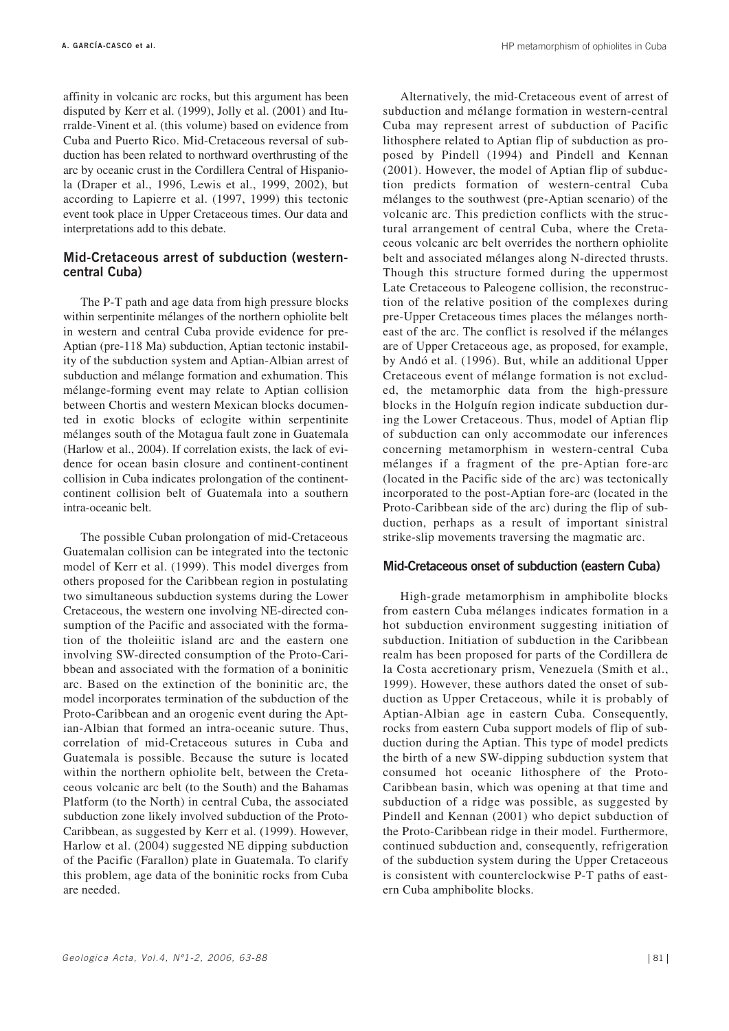affinity in volcanic arc rocks, but this argument has been disputed by Kerr et al. (1999), Jolly et al. (2001) and Iturralde-Vinent et al. (this volume) based on evidence from Cuba and Puerto Rico. Mid-Cretaceous reversal of subduction has been related to northward overthrusting of the arc by oceanic crust in the Cordillera Central of Hispaniola (Draper et al., 1996, Lewis et al., 1999, 2002), but according to Lapierre et al. (1997, 1999) this tectonic event took place in Upper Cretaceous times. Our data and interpretations add to this debate.

## Mid-Cretaceous arrest of subduction (western-central Cuba)

The P-T path and age data from high pressure blocks within serpentinite mélanges of the northern ophiolite belt in western and central Cuba provide evidence for pre-Aptian (pre-118 Ma) subduction, Aptian tectonic instability of the subduction system and Aptian-Albian arrest of subduction and mélange formation and exhumation. This mélange-forming event may relate to Aptian collision between Chortis and western Mexican blocks documented in exotic blocks of eclogite within serpentinite mélanges south of the Motagua fault zone in Guatemala (Harlow et al., 2004). If correlation exists, the lack of evidence for ocean basin closure and continent-continent collision in Cuba indicates prolongation of the continent-continent collision belt of Guatemala into a southern intra-oceanic belt.

The possible Cuban prolongation of mid-Cretaceous Guatemalan collision can be integrated into the tectonic model of Kerr et al. (1999). This model diverges from others proposed for the Caribbean region in postulating two simultaneous subduction systems during the Lower Cretaceous, the western one involving NE-directed consumption of the Pacific and associated with the formation of the tholeiitic island arc and the eastern one involving SW-directed consumption of the Proto-Caribbean and associated with the formation of a boninitic arc. Based on the extinction of the boninitic arc, the model incorporates termination of the subduction of the Proto-Caribbean and an orogenic event during the Aptian-Albian that formed an intra-oceanic suture. Thus, correlation of mid-Cretaceous sutures in Cuba and Guatemala is possible. Because the suture is located within the northern ophiolite belt, between the Cretaceous volcanic arc belt (to the South) and the Bahamas Platform (to the North) in central Cuba, the associated subduction zone likely involved subduction of the Proto-Caribbean, as suggested by Kerr et al. (1999). However, Harlow et al. (2004) suggested NE dipping subduction of the Pacific (Farallon) plate in Guatemala. To clarify this problem, age data of the boninitic rocks from Cuba are needed.

Alternatively, the mid-Cretaceous event of arrest of subduction and mélange formation in western-central Cuba may represent arrest of subduction of Pacific lithosphere related to Aptian flip of subduction as proposed by Pindell (1994) and Pindell and Kennan (2001). However, the model of Aptian flip of subduction predicts formation of western-central Cuba mélanges to the southwest (pre-Aptian scenario) of the volcanic arc. This prediction conflicts with the structural arrangement of central Cuba, where the Cretaceous volcanic arc belt overrides the northern ophiolite belt and associated mélanges along N-directed thrusts. Though this structure formed during the uppermost Late Cretaceous to Paleogene collision, the reconstruction of the relative position of the complexes during pre-Upper Cretaceous times places the mélanges northeast of the arc. The conflict is resolved if the mélanges are of Upper Cretaceous age, as proposed, for example, by Andó et al. (1996). But, while an additional Upper Cretaceous event of mélange formation is not excluded, the metamorphic data from the high-pressure blocks in the Holguín region indicate subduction during the Lower Cretaceous. Thus, model of Aptian flip of subduction can only accommodate our inferences concerning metamorphism in western-central Cuba mélanges if a fragment of the pre-Aptian fore-arc (located in the Pacific side of the arc) was tectonically incorporated to the post-Aptian fore-arc (located in the Proto-Caribbean side of the arc) during the flip of subduction, perhaps as a result of important sinistral strike-slip movements traversing the magmatic arc.

## Mid-Cretaceous onset of subduction (eastern Cuba)

High-grade metamorphism in amphibolite blocks from eastern Cuba mélanges indicates formation in a hot subduction environment suggesting initiation of subduction. Initiation of subduction in the Caribbean realm has been proposed for parts of the Cordillera de la Costa accretionary prism, Venezuela (Smith et al., 1999). However, these authors dated the onset of subduction as Upper Cretaceous, while it is probably of Aptian-Albian age in eastern Cuba. Consequently, rocks from eastern Cuba support models of flip of subduction during the Aptian. This type of model predicts the birth of a new SW-dipping subduction system that consumed hot oceanic lithosphere of the Proto-Caribbean basin, which was opening at that time and subduction of a ridge was possible, as suggested by Pindell and Kennan (2001) who depict subduction of the Proto-Caribbean ridge in their model. Furthermore, continued subduction and, consequently, refrigeration of the subduction system during the Upper Cretaceous is consistent with counterclockwise P-T paths of eastern Cuba amphibolite blocks.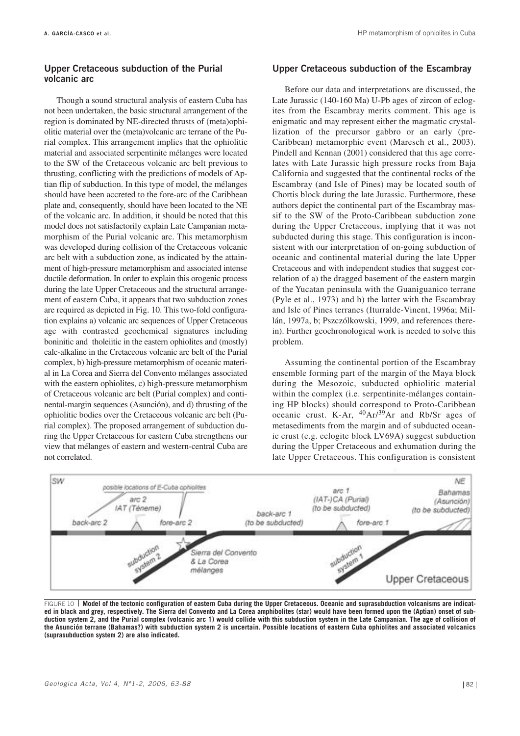## Upper Cretaceous subduction of the Purial volcanic arc

Though a sound structural analysis of eastern Cuba has not been undertaken, the basic structural arrangement of the region is dominated by NE-directed thrusts of (meta)ophiolitic material over the (meta)volcanic arc terrane of the Purial complex. This arrangement implies that the ophiolitic material and associated serpentinite mélanges were located to the SW of the Cretaceous volcanic arc belt previous to thrusting, conflicting with the predictions of models of Aptian flip of subduction. In this type of model, the mélanges should have been accreted to the fore-arc of the Caribbean plate and, consequently, should have been located to the NE of the volcanic arc. In addition, it should be noted that this model does not satisfactorily explain Late Campanian metamorphism of the Purial volcanic arc. This metamorphism was developed during collision of the Cretaceous volcanic arc belt with a subduction zone, as indicated by the attainment of high-pressure metamorphism and associated intense ductile deformation. In order to explain this orogenic process during the late Upper Cretaceous and the structural arrangement of eastern Cuba, it appears that two subduction zones are required as depicted in Fig. 10. This two-fold configuration explains a) volcanic arc sequences of Upper Cretaceous age with contrasted geochemical signatures including boninitic and tholeiitic in the eastern ophiolites and (mostly) calc-alkaline in the Cretaceous volcanic arc belt of the Purial complex, b) high-pressure metamorphism of oceanic material in La Corea and Sierra del Convento mélanges associated with the eastern ophiolites, c) high-pressure metamorphism of Cretaceous volcanic arc belt (Purial complex) and continental-margin sequences (Asunción), and d) thrusting of the ophiolitic bodies over the Cretaceous volcanic arc belt (Purial complex). The proposed arrangement of subduction during the Upper Cretaceous for eastern Cuba strengthens our view that mélanges of eastern and western-central Cuba are not correlated.

## Upper Cretaceous subduction of the Escambray

Before our data and interpretations are discussed, the Late Jurassic (140-160 Ma) U-Pb ages of zircon of eclogites from the Escambray merits comment. This age is enigmatic and may represent either the magmatic crystallization of the precursor gabbro or an early (pre-Caribbean) metamorphic event (Maresch et al., 2003). Pindell and Kennan (2001) considered that this age correlates with Late Jurassic high pressure rocks from Baja California and suggested that the continental rocks of the Escambray (and Isle of Pines) may be located south of Chortis block during the late Jurassic. Furthermore, these authors depict the continental part of the Escambray massif to the SW of the Proto-Caribbean subduction zone during the Upper Cretaceous, implying that it was not subducted during this stage. This configuration is inconsistent with our interpretation of on-going subduction of oceanic and continental material during the late Upper Cretaceous and with independent studies that suggest correlation of a) the dragged basement of the eastern margin of the Yucatan peninsula with the Guaniguanico terrane (Pyle et al., 1973) and b) the latter with the Escambray and Isle of Pines terranes (Iturralde-Vinent, 1996a; Millán, 1997a, b; Pszczólkowski, 1999, and references therein). Further geochronological work is needed to solve this problem.

Assuming the continental portion of the Escambray ensemble forming part of the margin of the Maya block during the Mesozoic, subducted ophiolitic material within the complex (i.e. serpentinite-mélanges containing HP blocks) should correspond to Proto-Caribbean oceanic crust. K-Ar, $^{40}Ar/^{39}Ar$ and Rb/Sr ages of metasediments from the margin and of subducted oceanic crust (e.g. eclogite block LV69A) suggest subduction during the Upper Cretaceous and exhumation during the late Upper Cretaceous. This configuration is consistent

FIGURE 10 | **Model of the tectonic configuration of eastern Cuba during the Upper Cretaceous. Oceanic and suprasubduction volcanisms are indicated in black and grey, respectively. The Sierra del Convento and La Corea amphibolites (star) would have been formed upon the (Aptian) onset of subduction system 2, and the Purial complex (volcanic arc 1) would collide with this subduction system in the Late Campanian. The age of collision of the Asunción terrane (Bahamas?) with subduction system 2 is uncertain. Possible locations of eastern Cuba ophiolites and associated volcanics (suprasubduction system 2) are also indicated.**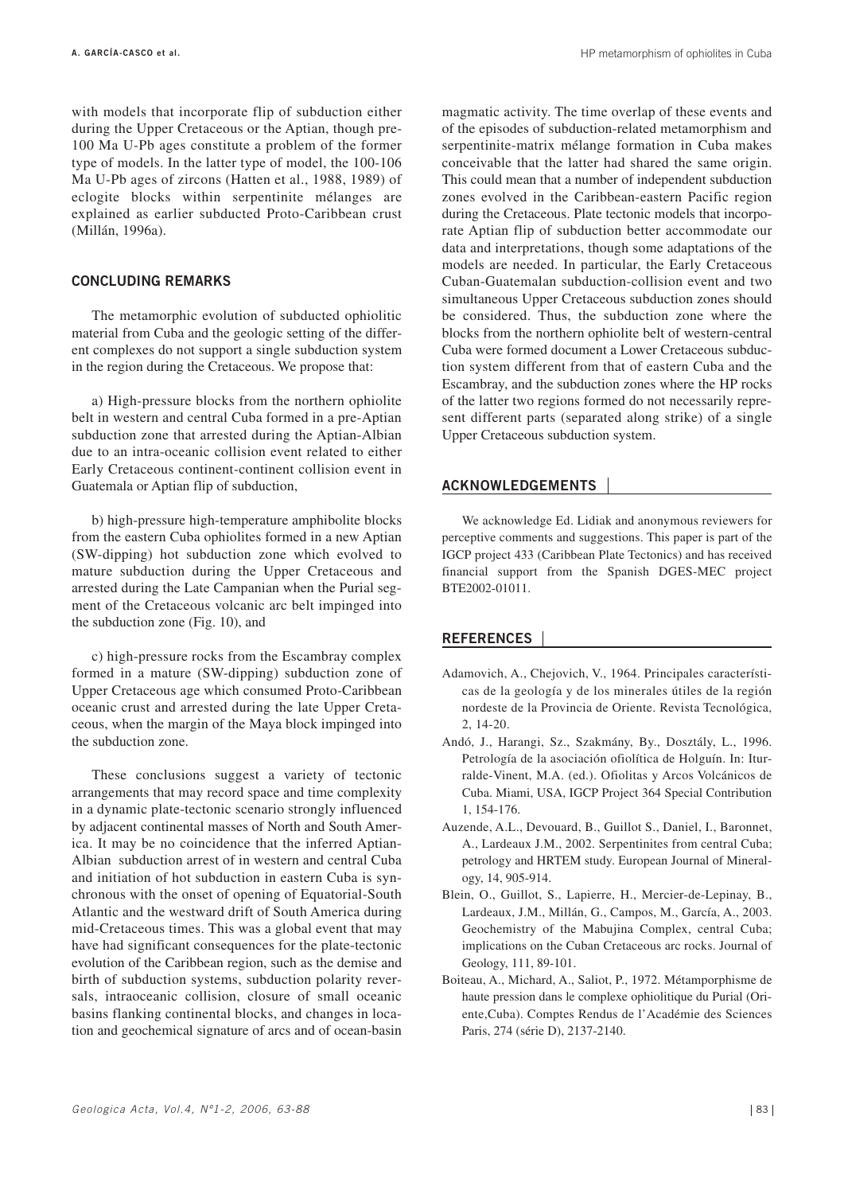with models that incorporate flip of subduction either during the Upper Cretaceous or the Aptian, though pre-100 Ma U-Pb ages constitute a problem of the former type of models. In the latter type of model, the 100-106 Ma U-Pb ages of zircons (Hatten et al., 1988, 1989) of eclogite blocks within serpentinite mélanges are explained as earlier subducted Proto-Caribbean crust (Millán, 1996a).

## CONCLUDING REMARKS

The metamorphic evolution of subducted ophiolitic material from Cuba and the geologic setting of the different complexes do not support a single subduction system in the region during the Cretaceous. We propose that:

a) High-pressure blocks from the northern ophiolite belt in western and central Cuba formed in a pre-Aptian subduction zone that arrested during the Aptian-Albian due to an intra-oceanic collision event related to either Early Cretaceous continent-continent collision event in Guatemala or Aptian flip of subduction,

b) high-pressure high-temperature amphibolite blocks from the eastern Cuba ophiolites formed in a new Aptian (SW-dipping) hot subduction zone which evolved to mature subduction during the Upper Cretaceous and arrested during the Late Campanian when the Purial segment of the Cretaceous volcanic arc belt impinged into the subduction zone (Fig. 10), and

c) high-pressure rocks from the Escambray complex formed in a mature (SW-dipping) subduction zone of Upper Cretaceous age which consumed Proto-Caribbean oceanic crust and arrested during the late Upper Cretaceous, when the margin of the Maya block impinged into the subduction zone.

These conclusions suggest a variety of tectonic arrangements that may record space and time complexity in a dynamic plate-tectonic scenario strongly influenced by adjacent continental masses of North and South America. It may be no coincidence that the inferred Aptian-Albian subduction arrest of in western and central Cuba and initiation of hot subduction in eastern Cuba is synchronous with the onset of opening of Equatorial-South Atlantic and the westward drift of South America during mid-Cretaceous times. This was a global event that may have had significant consequences for the plate-tectonic evolution of the Caribbean region, such as the demise and birth of subduction systems, subduction polarity reversals, intraoceanic collision, closure of small oceanic basins flanking continental blocks, and changes in location and geochemical signature of arcs and of ocean-basin magmatic activity. The time overlap of these events and of the episodes of subduction-related metamorphism and serpentinite-matrix mélange formation in Cuba makes conceivable that the latter had shared the same origin. This could mean that a number of independent subduction zones evolved in the Caribbean-eastern Pacific region during the Cretaceous. Plate tectonic models that incorporate Aptian flip of subduction better accommodate our data and interpretations, though some adaptations of the models are needed. In particular, the Early Cretaceous Cuban-Guatemalan subduction-collision event and two simultaneous Upper Cretaceous subduction zones should be considered. Thus, the subduction zone where the blocks from the northern ophiolite belt of western-central Cuba were formed document a Lower Cretaceous subduction system different from that of eastern Cuba and the Escambray, and the subduction zones where the HP rocks of the latter two regions formed do not necessarily represent different parts (separated along strike) of a single Upper Cretaceous subduction system.

## ACKNOWLEDGEMENTS

We acknowledge Ed. Lidiak and anonymous reviewers for perceptive comments and suggestions. This paper is part of the IGCP project 433 (Caribbean Plate Tectonics) and has received financial support from the Spanish DGES-MEC project BTE2002-01011.

## REFERENCES

Adamovich, A., Chejovich, V., 1964. Principales características de la geología y de los minerales útiles de la región nordeste de la Provincia de Oriente. Revista Tecnológica, 2, 14-20.

Andó, J., Harangi, Sz., Szakmány, By., Dosztály, L., 1996. Petrología de la asociación ofiolítica de Holguín. In: Iturralde-Vinent, M.A. (ed.). Ofiolitas y Arcos Volcánicos de Cuba. Miami, USA, IGCP Project 364 Special Contribution 1, 154-176.

Auzende, A.L., Devouard, B., Guillot S., Daniel, I., Baronnet, A., Lardeaux J.M., 2002. Serpentinites from central Cuba; petrology and HRTEM study. European Journal of Mineralogy, 14, 905-914.

Blein, O., Guillot, S., Lapierre, H., Mercier-de-Lepinay, B., Lardeaux, J.M., Millán, G., Campos, M., García, A., 2003. Geochemistry of the Mabujina Complex, central Cuba; implications on the Cuban Cretaceous arc rocks. Journal of Geology, 111, 89-101.

Boiteau, A., Michard, A., Saliot, P., 1972. Métamporphisme de haute pression dans le complexe ophiolitique du Purial (Oriente,Cuba). Comptes Rendus de l'Académie des Sciences Paris, 274 (série D), 2137-2140.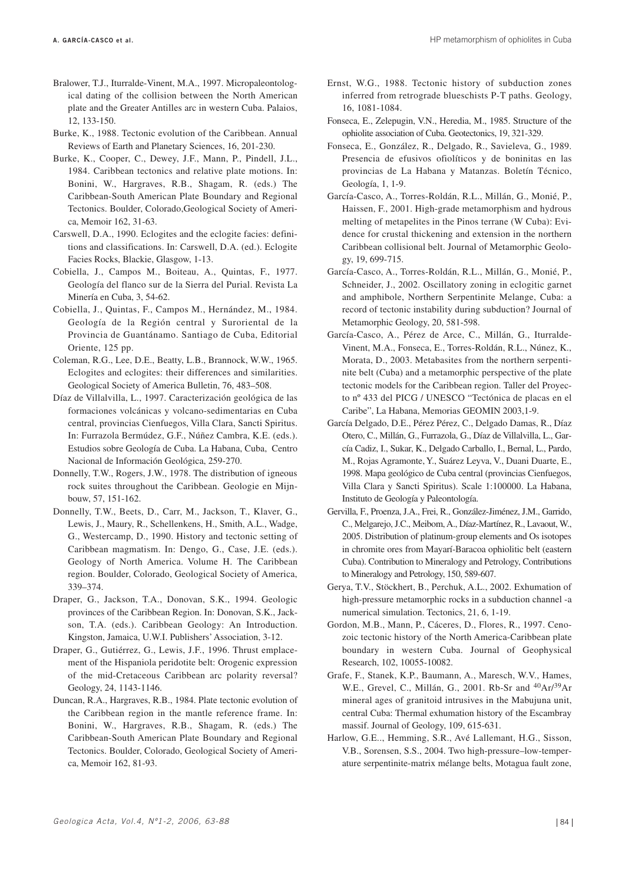Bralower, T.J., Iturralde-Vinent, M.A., 1997. Micropaleontological dating of the collision between the North American plate and the Greater Antilles arc in western Cuba. Palaios, 12, 133-150.

Burke, K., 1988. Tectonic evolution of the Caribbean. Annual Reviews of Earth and Planetary Sciences, 16, 201-230.

Burke, K., Cooper, C., Dewey, J.F., Mann, P., Pindell, J.L., 1984. Caribbean tectonics and relative plate motions. In: Bonini, W., Hargraves, R.B., Shagam, R. (eds.) The Caribbean-South American Plate Boundary and Regional Tectonics. Boulder, Colorado,Geological Society of America, Memoir 162, 31-63.

Carswell, D.A., 1990. Eclogites and the eclogite facies: definitions and classifications. In: Carswell, D.A. (ed.). Eclogite Facies Rocks, Blackie, Glasgow, 1-13.

Cobiella, J., Campos M., Boiteau, A., Quintas, F., 1977. Geología del flanco sur de la Sierra del Purial. Revista La Minería en Cuba, 3, 54-62.

Cobiella, J., Quintas, F., Campos M., Hernández, M., 1984. Geología de la Región central y Suroriental de la Provincia de Guantánamo. Santiago de Cuba, Editorial Oriente, 125 pp.

Coleman, R.G., Lee, D.E., Beatty, L.B., Brannock, W.W., 1965. Eclogites and eclogites: their differences and similarities. Geological Society of America Bulletin, 76, 483–508.

Díaz de Villalvilla, L., 1997. Caracterización geológica de las formaciones volcánicas y volcano-sedimentarias en Cuba central, provincias Cienfuegos, Villa Clara, Sancti Spiritus. In: Furrazola Bermúdez, G.F., Núñez Cambra, K.E. (eds.). Estudios sobre Geología de Cuba. La Habana, Cuba, Centro Nacional de Información Geológica, 259-270.

Donnelly, T.W., Rogers, J.W., 1978. The distribution of igneous rock suites throughout the Caribbean. Geologie en Mijnbouw, 57, 151-162.

Donnelly, T.W., Beets, D., Carr, M., Jackson, T., Klaver, G., Lewis, J., Maury, R., Schellenkens, H., Smith, A.L., Wadge, G., Westercamp, D., 1990. History and tectonic setting of Caribbean magmatism. In: Dengo, G., Case, J.E. (eds.). Geology of North America. Volume H. The Caribbean region. Boulder, Colorado, Geological Society of America, 339–374.

Draper, G., Jackson, T.A., Donovan, S.K., 1994. Geologic provinces of the Caribbean Region. In: Donovan, S.K., Jackson, T.A. (eds.). Caribbean Geology: An Introduction. Kingston, Jamaica, U.W.I. Publishers' Association, 3-12.

Draper, G., Gutiérrez, G., Lewis, J.F., 1996. Thrust emplacement of the Hispaniola peridotite belt: Orogenic expression of the mid-Cretaceous Caribbean arc polarity reversal? Geology, 24, 1143-1146.

Duncan, R.A., Hargraves, R.B., 1984. Plate tectonic evolution of the Caribbean region in the mantle reference frame. In: Bonini, W., Hargraves, R.B., Shagam, R. (eds.) The Caribbean-South American Plate Boundary and Regional Tectonics. Boulder, Colorado, Geological Society of America, Memoir 162, 81-93.

Ernst, W.G., 1988. Tectonic history of subduction zones inferred from retrograde blueschists P-T paths. Geology, 16, 1081-1084.

Fonseca, E., Zelepugin, V.N., Heredia, M., 1985. Structure of the ophiolite association of Cuba. Geotectonics, 19, 321-329.

Fonseca, E., González, R., Delgado, R., Savieleva, G., 1989. Presencia de efusivos ofiolíticos y de boninitas en las provincias de La Habana y Matanzas. Boletín Técnico, Geología, 1, 1-9.

García-Casco, A., Torres-Roldán, R.L., Millán, G., Monié, P., Haissen, F., 2001. High-grade metamorphism and hydrous melting of metapelites in the Pinos terrane (W Cuba): Evidence for crustal thickening and extension in the northern Caribbean collisional belt. Journal of Metamorphic Geology, 19, 699-715.

García-Casco, A., Torres-Roldán, R.L., Millán, G., Monié, P., Schneider, J., 2002. Oscillatory zoning in eclogitic garnet and amphibole, Northern Serpentinite Melange, Cuba: a record of tectonic instability during subduction? Journal of Metamorphic Geology, 20, 581-598.

García-Casco, A., Pérez de Arce, C., Millán, G., Iturralde-Vinent, M.A., Fonseca, E., Torres-Roldán, R.L., Núnez, K., Morata, D., 2003. Metabasites from the northern serpentinite belt (Cuba) and a metamorphic perspective of the plate tectonic models for the Caribbean region. Taller del Proyecto nº 433 del PICG / UNESCO "Tectónica de placas en el Caribe", La Habana, Memorias GEOMIN 2003,1-9.

García Delgado, D.E., Pérez Pérez, C., Delgado Damas, R., Díaz Otero, C., Millán, G., Furrazola, G., Díaz de Villalvilla, L., García Cadiz, I., Sukar, K., Delgado Carballo, I., Bernal, L., Pardo, M., Rojas Agramonte, Y., Suárez Leyva, V., Duani Duarte, E., 1998. Mapa geológico de Cuba central (provincias Cienfuegos, Villa Clara y Sancti Spiritus). Scale 1:100000. La Habana, Instituto de Geología y Paleontología.

Gervilla, F., Proenza, J.A., Frei, R., González-Jiménez, J.M., Garrido, C., Melgarejo, J.C., Meibom, A., Díaz-Martínez, R., Lavaout, W., 2005. Distribution of platinum-group elements and Os isotopes in chromite ores from Mayarí-Baracoa ophiolitic belt (eastern Cuba). Contribution to Mineralogy and Petrology, Contributions to Mineralogy and Petrology, 150, 589-607.

Gerya, T.V., Stöckhert, B., Perchuk, A.L., 2002. Exhumation of high-pressure metamorphic rocks in a subduction channel -a numerical simulation. Tectonics, 21, 6, 1-19.

Gordon, M.B., Mann, P., Cáceres, D., Flores, R., 1997. Cenozoic tectonic history of the North America-Caribbean plate boundary in western Cuba. Journal of Geophysical Research, 102, 10055-10082.

Grafe, F., Stanek, K.P., Baumann, A., Maresch, W.V., Hames, W.E., Grevel, C., Millán, G., 2001. Rb-Sr and $^{40}Ar/^{39}Ar$ mineral ages of granitoid intrusives in the Mabujuna unit, central Cuba: Thermal exhumation history of the Escambray massif. Journal of Geology, 109, 615-631.

Harlow, G.E.., Hemming, S.R., Avé Lallemant, H.G., Sisson, V.B., Sorensen, S.S., 2004. Two high-pressure–low-temperature serpentinite-matrix mélange belts, Motagua fault zone,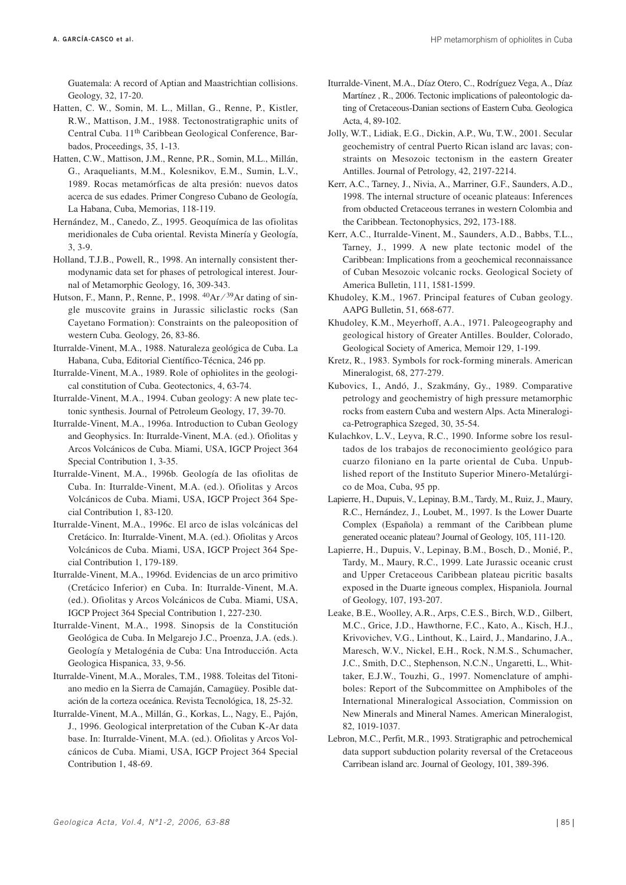Guatemala: A record of Aptian and Maastrichtian collisions. Geology, 32, 17-20.

Hatten, C. W., Somin, M. L., Millan, G., Renne, P., Kistler, R.W., Mattison, J.M., 1988. Tectonostratigraphic units of Central Cuba. 11th Caribbean Geological Conference, Barbados, Proceedings, 35, 1-13.

Hatten, C.W., Mattison, J.M., Renne, P.R., Somin, M.L., Millán, G., Araqueliants, M.M., Kolesnikov, E.M., Sumin, L.V., 1989. Rocas metamórficas de alta presión: nuevos datos acerca de sus edades. Primer Congreso Cubano de Geología, La Habana, Cuba, Memorias, 118-119.

Hernández, M., Canedo, Z., 1995. Geoquímica de las ofiolitas meridionales de Cuba oriental. Revista Minería y Geología, 3, 3-9.

Holland, T.J.B., Powell, R., 1998. An internally consistent thermodynamic data set for phases of petrological interest. Journal of Metamorphic Geology, 16, 309-343.

Hutson, F., Mann, P., Renne, P., 1998. $^{40}Ar/^{39}Ar$ dating of single muscovite grains in Jurassic siliclastic rocks (San Cayetano Formation): Constraints on the paleoposition of western Cuba. Geology, 26, 83-86.

Iturralde-Vinent, M.A., 1988. Naturaleza geológica de Cuba. La Habana, Cuba, Editorial Científico-Técnica, 246 pp.

Iturralde-Vinent, M.A., 1989. Role of ophiolites in the geological constitution of Cuba. Geotectonics, 4, 63-74.

Iturralde-Vinent, M.A., 1994. Cuban geology: A new plate tectonic synthesis. Journal of Petroleum Geology, 17, 39-70.

Iturralde-Vinent, M.A., 1996a. Introduction to Cuban Geology and Geophysics. In: Iturralde-Vinent, M.A. (ed.). Ofiolitas y Arcos Volcánicos de Cuba. Miami, USA, IGCP Project 364 Special Contribution 1, 3-35.

Iturralde-Vinent, M.A., 1996b. Geología de las ofiolitas de Cuba. In: Iturralde-Vinent, M.A. (ed.). Ofiolitas y Arcos Volcánicos de Cuba. Miami, USA, IGCP Project 364 Special Contribution 1, 83-120.

Iturralde-Vinent, M.A., 1996c. El arco de islas volcánicas del Cretácico. In: Iturralde-Vinent, M.A. (ed.). Ofiolitas y Arcos Volcánicos de Cuba. Miami, USA, IGCP Project 364 Special Contribution 1, 179-189.

Iturralde-Vinent, M.A., 1996d. Evidencias de un arco primitivo (Cretácico Inferior) en Cuba. In: Iturralde-Vinent, M.A. (ed.). Ofiolitas y Arcos Volcánicos de Cuba. Miami, USA, IGCP Project 364 Special Contribution 1, 227-230.

Iturralde-Vinent, M.A., 1998. Sinopsis de la Constitución Geológica de Cuba. In Melgarejo J.C., Proenza, J.A. (eds.). Geología y Metalogénia de Cuba: Una Introducción. Acta Geologica Hispanica, 33, 9-56.

Iturralde-Vinent, M.A., Morales, T.M., 1988. Toleitas del Titoniano medio en la Sierra de Camaján, Camagüey. Posible datación de la corteza oceánica. Revista Tecnológica, 18, 25-32.

Iturralde-Vinent, M.A., Millán, G., Korkas, L., Nagy, E., Pajón, J., 1996. Geological interpretation of the Cuban K-Ar data base. In: Iturralde-Vinent, M.A. (ed.). Ofiolitas y Arcos Volcánicos de Cuba. Miami, USA, IGCP Project 364 Special Contribution 1, 48-69.

Iturralde-Vinent, M.A., Díaz Otero, C., Rodríguez Vega, A., Díaz Martínez , R., 2006. Tectonic implications of paleontologic dating of Cretaceous-Danian sections of Eastern Cuba. Geologica Acta, 4, 89-102.

Jolly, W.T., Lidiak, E.G., Dickin, A.P., Wu, T.W., 2001. Secular geochemistry of central Puerto Rican island arc lavas; constraints on Mesozoic tectonism in the eastern Greater Antilles. Journal of Petrology, 42, 2197-2214.

Kerr, A.C., Tarney, J., Nivia, A., Marriner, G.F., Saunders, A.D., 1998. The internal structure of oceanic plateaus: Inferences from obducted Cretaceous terranes in western Colombia and the Caribbean. Tectonophysics, 292, 173-188.

Kerr, A.C., Iturralde-Vinent, M., Saunders, A.D., Babbs, T.L., Tarney, J., 1999. A new plate tectonic model of the Caribbean: Implications from a geochemical reconnaissance of Cuban Mesozoic volcanic rocks. Geological Society of America Bulletin, 111, 1581-1599.

Khudoley, K.M., 1967. Principal features of Cuban geology. AAPG Bulletin, 51, 668-677.

Khudoley, K.M., Meyerhoff, A.A., 1971. Paleogeography and geological history of Greater Antilles. Boulder, Colorado, Geological Society of America, Memoir 129, 1-199.

Kretz, R., 1983. Symbols for rock-forming minerals. American Mineralogist, 68, 277-279.

Kubovics, I., Andó, J., Szakmány, Gy., 1989. Comparative petrology and geochemistry of high pressure metamorphic rocks from eastern Cuba and western Alps. Acta Mineralogica-Petrographica Szeged, 30, 35-54.

Kulachkov, L.V., Leyva, R.C., 1990. Informe sobre los resultados de los trabajos de reconocimiento geológico para cuarzo filoniano en la parte oriental de Cuba. Unpublished report of the Instituto Superior Minero-Metalúrgico de Moa, Cuba, 95 pp.

Lapierre, H., Dupuis, V., Lepinay, B.M., Tardy, M., Ruiz, J., Maury, R.C., Hernández, J., Loubet, M., 1997. Is the Lower Duarte Complex (Española) a remmant of the Caribbean plume generated oceanic plateau? Journal of Geology, 105, 111-120.

Lapierre, H., Dupuis, V., Lepinay, B.M., Bosch, D., Monié, P., Tardy, M., Maury, R.C., 1999. Late Jurassic oceanic crust and Upper Cretaceous Caribbean plateau picritic basalts exposed in the Duarte igneous complex, Hispaniola. Journal of Geology, 107, 193-207.

Leake, B.E., Woolley, A.R., Arps, C.E.S., Birch, W.D., Gilbert, M.C., Grice, J.D., Hawthorne, F.C., Kato, A., Kisch, H.J., Krivovichev, V.G., Linthout, K., Laird, J., Mandarino, J.A., Maresch, W.V., Nickel, E.H., Rock, N.M.S., Schumacher, J.C., Smith, D.C., Stephenson, N.C.N., Ungaretti, L., Whittaker, E.J.W., Touzhi, G., 1997. Nomenclature of amphiboles: Report of the Subcommittee on Amphiboles of the International Mineralogical Association, Commission on New Minerals and Mineral Names. American Mineralogist, 82, 1019-1037.

Lebron, M.C., Perfit, M.R., 1993. Stratigraphic and petrochemical data support subduction polarity reversal of the Cretaceous Carribean island arc. Journal of Geology, 101, 389-396.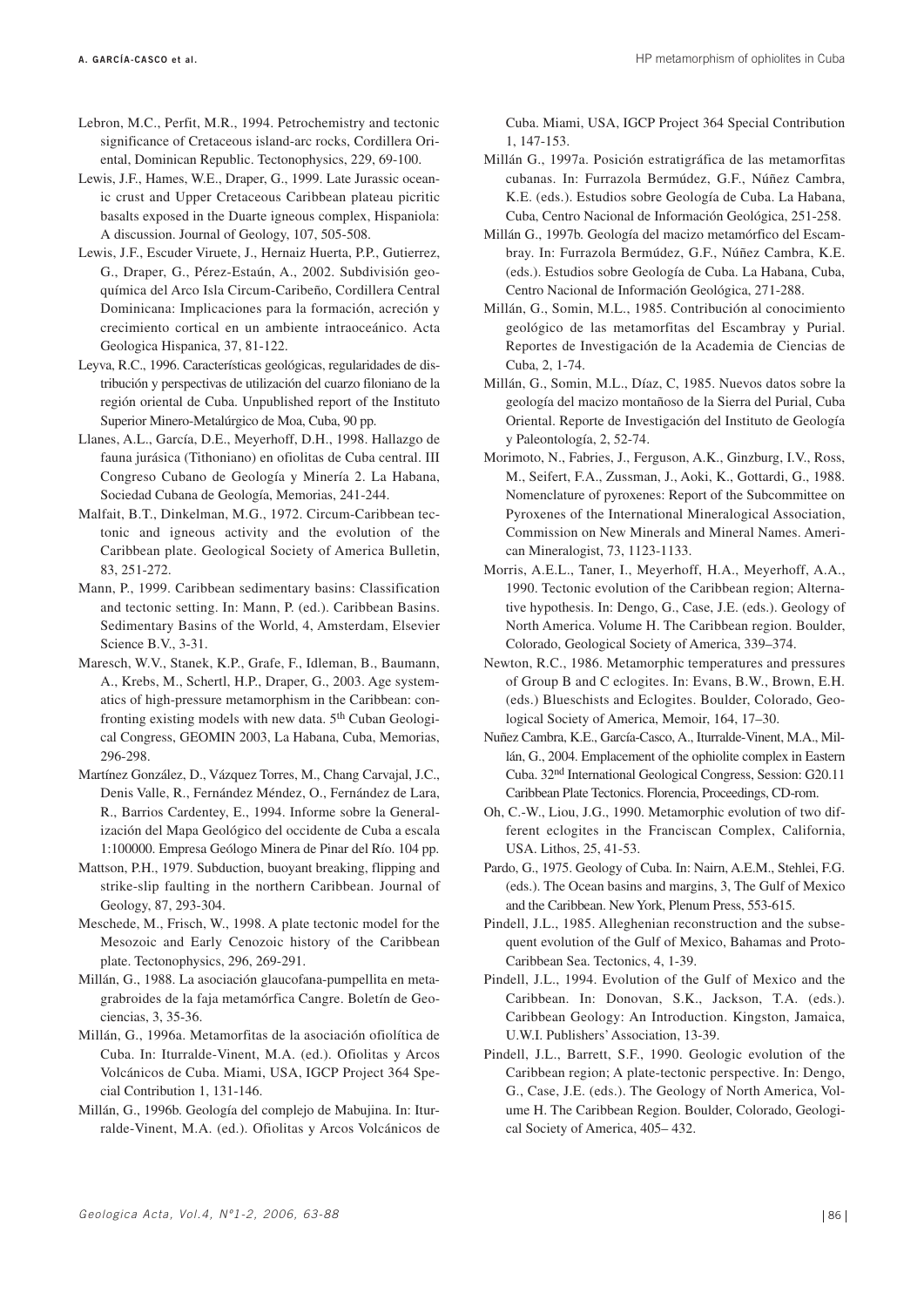Lebron, M.C., Perfit, M.R., 1994. Petrochemistry and tectonic significance of Cretaceous island-arc rocks, Cordillera Oriental, Dominican Republic. Tectonophysics, 229, 69-100.

Lewis, J.F., Hames, W.E., Draper, G., 1999. Late Jurassic oceanic crust and Upper Cretaceous Caribbean plateau picritic basalts exposed in the Duarte igneous complex, Hispaniola: A discussion. Journal of Geology, 107, 505-508.

Lewis, J.F., Escuder Viruete, J., Hernaiz Huerta, P.P., Gutierrez, G., Draper, G., Pérez-Estaún, A., 2002. Subdivisión geoquímica del Arco Isla Circum-Caribeño, Cordillera Central Dominicana: Implicaciones para la formación, acreción y crecimiento cortical en un ambiente intraoceánico. Acta Geologica Hispanica, 37, 81-122.

Leyva, R.C., 1996. Características geológicas, regularidades de distribución y perspectivas de utilización del cuarzo filoniano de la región oriental de Cuba. Unpublished report of the Instituto Superior Minero-Metalúrgico de Moa, Cuba, 90 pp.

Llanes, A.L., García, D.E., Meyerhoff, D.H., 1998. Hallazgo de fauna jurásica (Tithoniano) en ofiolitas de Cuba central. III Congreso Cubano de Geología y Minería 2. La Habana, Sociedad Cubana de Geología, Memorias, 241-244.

Malfait, B.T., Dinkelman, M.G., 1972. Circum-Caribbean tectonic and igneous activity and the evolution of the Caribbean plate. Geological Society of America Bulletin, 83, 251-272.

Mann, P., 1999. Caribbean sedimentary basins: Classification and tectonic setting. In: Mann, P. (ed.). Caribbean Basins. Sedimentary Basins of the World, 4, Amsterdam, Elsevier Science B.V., 3-31.

Maresch, W.V., Stanek, K.P., Grafe, F., Idleman, B., Baumann, A., Krebs, M., Schertl, H.P., Draper, G., 2003. Age systematics of high-pressure metamorphism in the Caribbean: confronting existing models with new data. 5th Cuban Geological Congress, GEOMIN 2003, La Habana, Cuba, Memorias, 296-298.

Martínez González, D., Vázquez Torres, M., Chang Carvajal, J.C., Denis Valle, R., Fernández Méndez, O., Fernández de Lara, R., Barrios Cardentey, E., 1994. Informe sobre la Generalización del Mapa Geológico del occidente de Cuba a escala 1:100000. Empresa Geólogo Minera de Pinar del Río. 104 pp.

Mattson, P.H., 1979. Subduction, buoyant breaking, flipping and strike-slip faulting in the northern Caribbean. Journal of Geology, 87, 293-304.

Meschede, M., Frisch, W., 1998. A plate tectonic model for the Mesozoic and Early Cenozoic history of the Caribbean plate. Tectonophysics, 296, 269-291.

Millán, G., 1988. La asociación glaucofana-pumpellita en metagrabroides de la faja metamórfica Cangre. Boletín de Geociencias, 3, 35-36.

Millán, G., 1996a. Metamorfitas de la asociación ofiolítica de Cuba. In: Iturralde-Vinent, M.A. (ed.). Ofiolitas y Arcos Volcánicos de Cuba. Miami, USA, IGCP Project 364 Special Contribution 1, 131-146.

Millán, G., 1996b. Geología del complejo de Mabujina. In: Iturralde-Vinent, M.A. (ed.). Ofiolitas y Arcos Volcánicos de Cuba. Miami, USA, IGCP Project 364 Special Contribution 1, 147-153.

Millán G., 1997a. Posición estratigráfica de las metamorfitas cubanas. In: Furrazola Bermúdez, G.F., Núñez Cambra, K.E. (eds.). Estudios sobre Geología de Cuba. La Habana, Cuba, Centro Nacional de Información Geológica, 251-258.

Millán G., 1997b. Geología del macizo metamórfico del Escambray. In: Furrazola Bermúdez, G.F., Núñez Cambra, K.E. (eds.). Estudios sobre Geología de Cuba. La Habana, Cuba, Centro Nacional de Información Geológica, 271-288.

Millán, G., Somin, M.L., 1985. Contribución al conocimiento geológico de las metamorfitas del Escambray y Purial. Reportes de Investigación de la Academia de Ciencias de Cuba, 2, 1-74.

Millán, G., Somin, M.L., Díaz, C, 1985. Nuevos datos sobre la geología del macizo montañoso de la Sierra del Purial, Cuba Oriental. Reporte de Investigación del Instituto de Geología y Paleontología, 2, 52-74.

Morimoto, N., Fabries, J., Ferguson, A.K., Ginzburg, I.V., Ross, M., Seifert, F.A., Zussman, J., Aoki, K., Gottardi, G., 1988. Nomenclature of pyroxenes: Report of the Subcommittee on Pyroxenes of the International Mineralogical Association, Commission on New Minerals and Mineral Names. American Mineralogist, 73, 1123-1133.

Morris, A.E.L., Taner, I., Meyerhoff, H.A., Meyerhoff, A.A., 1990. Tectonic evolution of the Caribbean region; Alternative hypothesis. In: Dengo, G., Case, J.E. (eds.). Geology of North America. Volume H. The Caribbean region. Boulder, Colorado, Geological Society of America, 339–374.

Newton, R.C., 1986. Metamorphic temperatures and pressures of Group B and C eclogites. In: Evans, B.W., Brown, E.H. (eds.) Blueschists and Eclogites. Boulder, Colorado, Geological Society of America, Memoir, 164, 17–30.

Nuñez Cambra, K.E., García-Casco, A., Iturralde-Vinent, M.A., Millán, G., 2004. Emplacement of the ophiolite complex in Eastern Cuba. 32nd International Geological Congress, Session: G20.11 Caribbean Plate Tectonics. Florencia, Proceedings, CD-rom.

Oh, C.-W., Liou, J.G., 1990. Metamorphic evolution of two different eclogites in the Franciscan Complex, California, USA. Lithos, 25, 41-53.

Pardo, G., 1975. Geology of Cuba. In: Nairn, A.E.M., Stehlei, F.G. (eds.). The Ocean basins and margins, 3, The Gulf of Mexico and the Caribbean. New York, Plenum Press, 553-615.

Pindell, J.L., 1985. Alleghenian reconstruction and the subsequent evolution of the Gulf of Mexico, Bahamas and Proto-Caribbean Sea. Tectonics, 4, 1-39.

Pindell, J.L., 1994. Evolution of the Gulf of Mexico and the Caribbean. In: Donovan, S.K., Jackson, T.A. (eds.). Caribbean Geology: An Introduction. Kingston, Jamaica, U.W.I. Publishers' Association, 13-39.

Pindell, J.L., Barrett, S.F., 1990. Geologic evolution of the Caribbean region; A plate-tectonic perspective. In: Dengo, G., Case, J.E. (eds.). The Geology of North America, Volume H. The Caribbean Region. Boulder, Colorado, Geological Society of America, 405– 432.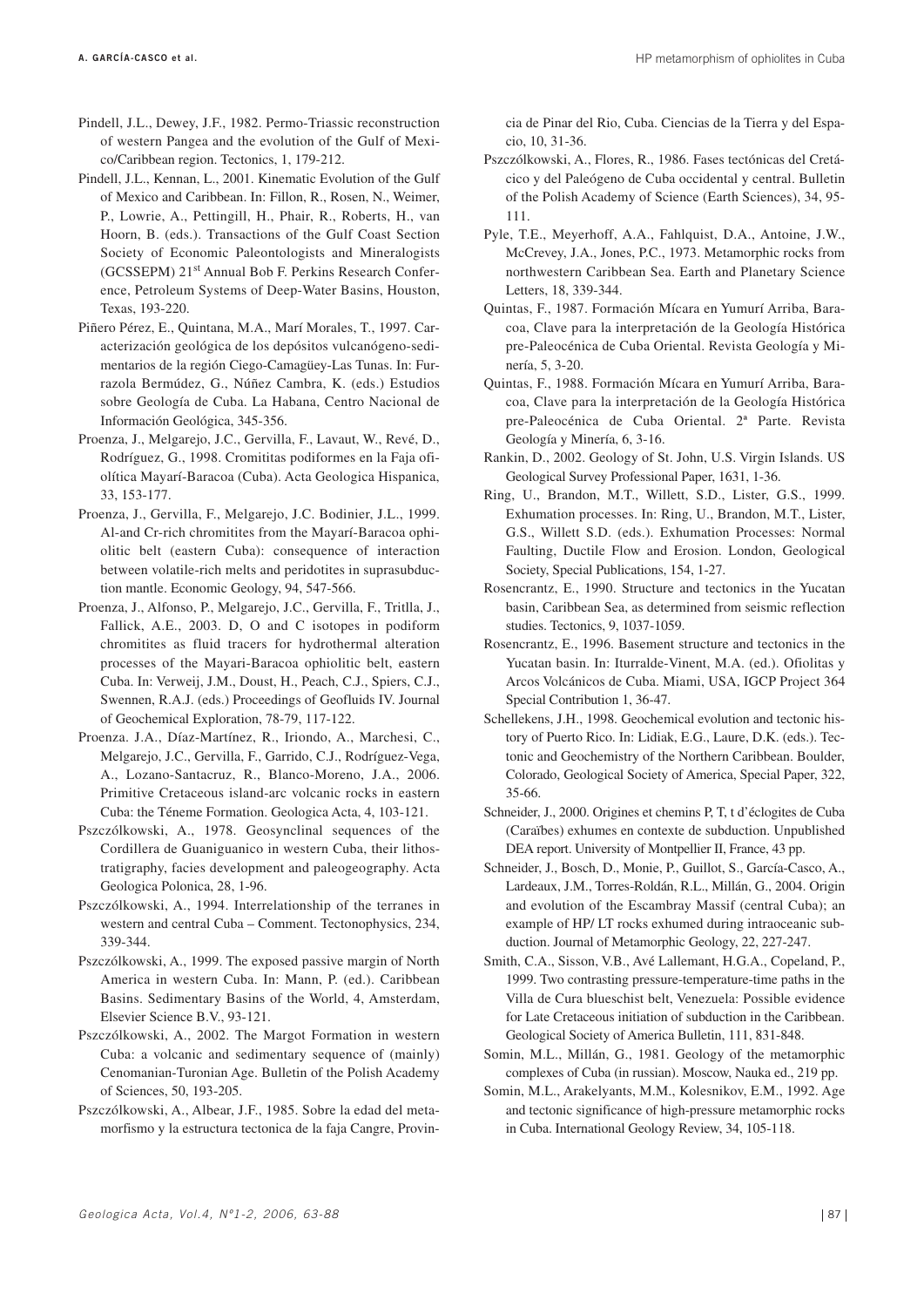Pindell, J.L., Dewey, J.F., 1982. Permo-Triassic reconstruction of western Pangea and the evolution of the Gulf of Mexico/Caribbean region. Tectonics, 1, 179-212.

Pindell, J.L., Kennan, L., 2001. Kinematic Evolution of the Gulf of Mexico and Caribbean. In: Fillon, R., Rosen, N., Weimer, P., Lowrie, A., Pettingill, H., Phair, R., Roberts, H., van Hoorn, B. (eds.). Transactions of the Gulf Coast Section Society of Economic Paleontologists and Mineralogists (GCSSEPM) 21st Annual Bob F. Perkins Research Conference, Petroleum Systems of Deep-Water Basins, Houston, Texas, 193-220.

Piñero Pérez, E., Quintana, M.A., Marí Morales, T., 1997. Caracterización geológica de los depósitos vulcanógeno-sedimentarios de la región Ciego-Camagüey-Las Tunas. In: Furrazola Bermúdez, G., Núñez Cambra, K. (eds.) Estudios sobre Geología de Cuba. La Habana, Centro Nacional de Información Geológica, 345-356.

Proenza, J., Melgarejo, J.C., Gervilla, F., Lavaut, W., Revé, D., Rodríguez, G., 1998. Cromititas podiformes en la Faja ofiolítica Mayarí-Baracoa (Cuba). Acta Geologica Hispanica, 33, 153-177.

Proenza, J., Gervilla, F., Melgarejo, J.C. Bodinier, J.L., 1999. Al-and Cr-rich chromitites from the Mayarí-Baracoa ophiolitic belt (eastern Cuba): consequence of interaction between volatile-rich melts and peridotites in suprasubduction mantle. Economic Geology, 94, 547-566.

Proenza, J., Alfonso, P., Melgarejo, J.C., Gervilla, F., Tritlla, J., Fallick, A.E., 2003. D, O and C isotopes in podiform chromitites as fluid tracers for hydrothermal alteration processes of the Mayari-Baracoa ophiolitic belt, eastern Cuba. In: Verweij, J.M., Doust, H., Peach, C.J., Spiers, C.J., Swennen, R.A.J. (eds.) Proceedings of Geofluids IV. Journal of Geochemical Exploration, 78-79, 117-122.

Proenza. J.A., Díaz-Martínez, R., Iriondo, A., Marchesi, C., Melgarejo, J.C., Gervilla, F., Garrido, C.J., Rodríguez-Vega, A., Lozano-Santacruz, R., Blanco-Moreno, J.A., 2006. Primitive Cretaceous island-arc volcanic rocks in eastern Cuba: the Téneme Formation. Geologica Acta, 4, 103-121.

Pszczólkowski, A., 1978. Geosynclinal sequences of the Cordillera de Guaniguanico in western Cuba, their lithostratigraphy, facies development and paleogeography. Acta Geologica Polonica, 28, 1-96.

Pszczólkowski, A., 1994. Interrelationship of the terranes in western and central Cuba – Comment. Tectonophysics, 234, 339-344.

Pszczólkowski, A., 1999. The exposed passive margin of North America in western Cuba. In: Mann, P. (ed.). Caribbean Basins. Sedimentary Basins of the World, 4, Amsterdam, Elsevier Science B.V., 93-121.

Pszczólkowski, A., 2002. The Margot Formation in western Cuba: a volcanic and sedimentary sequence of (mainly) Cenomanian-Turonian Age. Bulletin of the Polish Academy of Sciences, 50, 193-205.

Pszczólkowski, A., Albear, J.F., 1985. Sobre la edad del metamorfismo y la estructura tectonica de la faja Cangre, Provincia de Pinar del Rio, Cuba. Ciencias de la Tierra y del Espacio, 10, 31-36.

Pszczólkowski, A., Flores, R., 1986. Fases tectónicas del Cretácico y del Paleógeno de Cuba occidental y central. Bulletin of the Polish Academy of Science (Earth Sciences), 34, 95-111.

Pyle, T.E., Meyerhoff, A.A., Fahlquist, D.A., Antoine, J.W., McCrevey, J.A., Jones, P.C., 1973. Metamorphic rocks from northwestern Caribbean Sea. Earth and Planetary Science Letters, 18, 339-344.

Quintas, F., 1987. Formación Mícara en Yumurí Arriba, Baracoa, Clave para la interpretación de la Geología Histórica pre-Paleocénica de Cuba Oriental. Revista Geología y Minería, 5, 3-20.

Quintas, F., 1988. Formación Mícara en Yumurí Arriba, Baracoa, Clave para la interpretación de la Geología Histórica pre-Paleocénica de Cuba Oriental. 2ª Parte. Revista Geología y Minería, 6, 3-16.

Rankin, D., 2002. Geology of St. John, U.S. Virgin Islands. US Geological Survey Professional Paper, 1631, 1-36.

Ring, U., Brandon, M.T., Willett, S.D., Lister, G.S., 1999. Exhumation processes. In: Ring, U., Brandon, M.T., Lister, G.S., Willett S.D. (eds.). Exhumation Processes: Normal Faulting, Ductile Flow and Erosion. London, Geological Society, Special Publications, 154, 1-27.

Rosencrantz, E., 1990. Structure and tectonics in the Yucatan basin, Caribbean Sea, as determined from seismic reflection studies. Tectonics, 9, 1037-1059.

Rosencrantz, E., 1996. Basement structure and tectonics in the Yucatan basin. In: Iturralde-Vinent, M.A. (ed.). Ofiolitas y Arcos Volcánicos de Cuba. Miami, USA, IGCP Project 364 Special Contribution 1, 36-47.

Schellekens, J.H., 1998. Geochemical evolution and tectonic history of Puerto Rico. In: Lidiak, E.G., Laure, D.K. (eds.). Tectonic and Geochemistry of the Northern Caribbean. Boulder, Colorado, Geological Society of America, Special Paper, 322, 35-66.

Schneider, J., 2000. Origines et chemins P, T, t d'éclogites de Cuba (Caraïbes) exhumes en contexte de subduction. Unpublished DEA report. University of Montpellier II, France, 43 pp.

Schneider, J., Bosch, D., Monie, P., Guillot, S., García-Casco, A., Lardeaux, J.M., Torres-Roldán, R.L., Millán, G., 2004. Origin and evolution of the Escambray Massif (central Cuba); an example of HP/ LT rocks exhumed during intraoceanic subduction. Journal of Metamorphic Geology, 22, 227-247.

Smith, C.A., Sisson, V.B., Avé Lallemant, H.G.A., Copeland, P., 1999. Two contrasting pressure-temperature-time paths in the Villa de Cura blueschist belt, Venezuela: Possible evidence for Late Cretaceous initiation of subduction in the Caribbean. Geological Society of America Bulletin, 111, 831-848.

Somin, M.L., Millán, G., 1981. Geology of the metamorphic complexes of Cuba (in russian). Moscow, Nauka ed., 219 pp.

Somin, M.L., Arakelyants, M.M., Kolesnikov, E.M., 1992. Age and tectonic significance of high-pressure metamorphic rocks in Cuba. International Geology Review, 34, 105-118.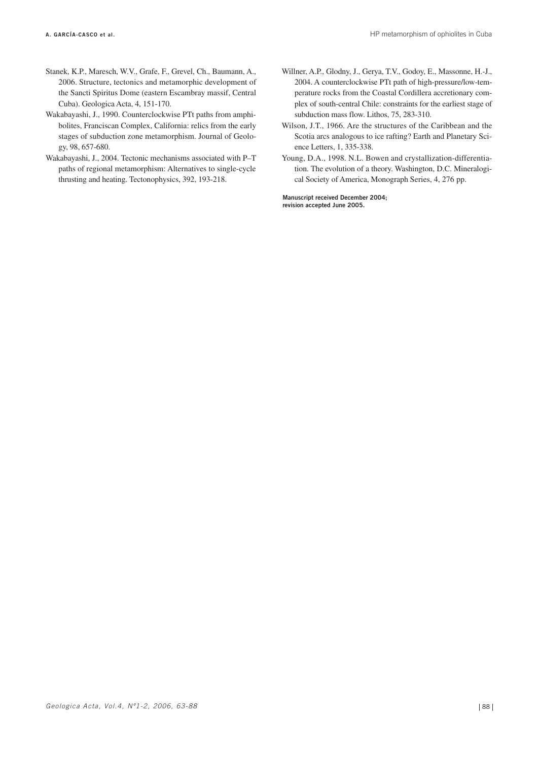Stanek, K.P., Maresch, W.V., Grafe, F., Grevel, Ch., Baumann, A., 2006. Structure, tectonics and metamorphic development of the Sancti Spiritus Dome (eastern Escambray massif, Central Cuba). Geologica Acta, 4, 151-170.

Wakabayashi, J., 1990. Counterclockwise PTt paths from amphibolites, Franciscan Complex, California: relics from the early stages of subduction zone metamorphism. Journal of Geology, 98, 657-680.

Wakabayashi, J., 2004. Tectonic mechanisms associated with P–T paths of regional metamorphism: Alternatives to single-cycle thrusting and heating. Tectonophysics, 392, 193-218.

Willner, A.P., Glodny, J., Gerya, T.V., Godoy, E., Massonne, H.-J., 2004. A counterclockwise PTt path of high-pressure/low-temperature rocks from the Coastal Cordillera accretionary complex of south-central Chile: constraints for the earliest stage of subduction mass flow. Lithos, 75, 283-310.

Wilson, J.T., 1966. Are the structures of the Caribbean and the Scotia arcs analogous to ice rafting? Earth and Planetary Science Letters, 1, 335-338.

Young, D.A., 1998. N.L. Bowen and crystallization-differentiation. The evolution of a theory. Washington, D.C. Mineralogical Society of America, Monograph Series, 4, 276 pp.

**Manuscript received December 2004; revision accepted June 2005.**